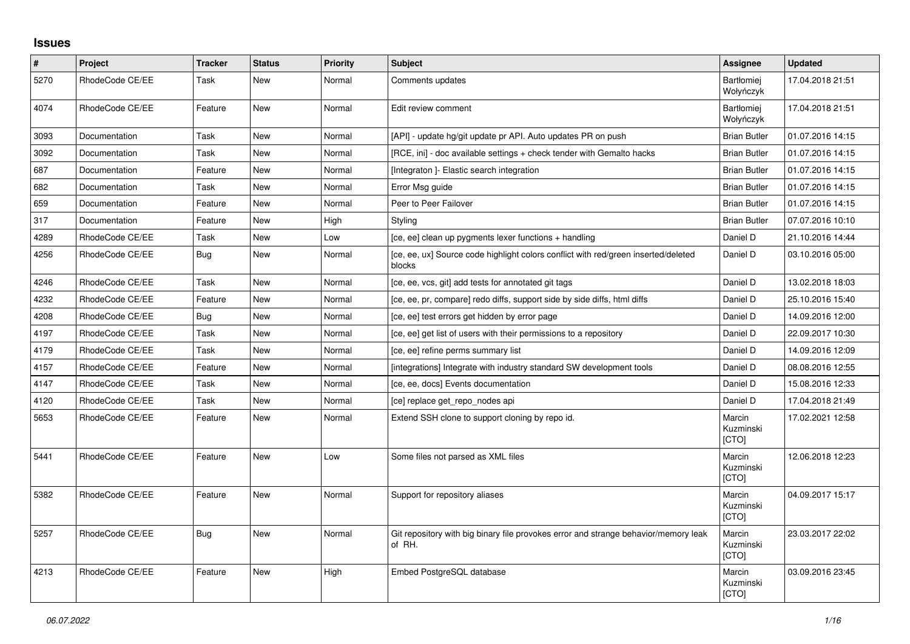## Issues

| # | Project | Tracker | Status | Priority | Subject | Assignee | Updated |
|---|---|---|---|---|---|---|---|
| 5270 | RhodeCode CE/EE | Task | New | Normal | Comments updates | Bartłomiej Wołyńczyk | 17.04.2018 21:51 |
| 4074 | RhodeCode CE/EE | Feature | New | Normal | Edit review comment | Bartłomiej Wołyńczyk | 17.04.2018 21:51 |
| 3093 | Documentation | Task | New | Normal | [API] - update hg/git update pr API. Auto updates PR on push | Brian Butler | 01.07.2016 14:15 |
| 3092 | Documentation | Task | New | Normal | [RCE, ini] - doc available settings + check tender with Gemalto hacks | Brian Butler | 01.07.2016 14:15 |
| 687 | Documentation | Feature | New | Normal | [Integraton ]- Elastic search integration | Brian Butler | 01.07.2016 14:15 |
| 682 | Documentation | Task | New | Normal | Error Msg guide | Brian Butler | 01.07.2016 14:15 |
| 659 | Documentation | Feature | New | Normal | Peer to Peer Failover | Brian Butler | 01.07.2016 14:15 |
| 317 | Documentation | Feature | New | High | Styling | Brian Butler | 07.07.2016 10:10 |
| 4289 | RhodeCode CE/EE | Task | New | Low | [ce, ee] clean up pygments lexer functions + handling | Daniel D | 21.10.2016 14:44 |
| 4256 | RhodeCode CE/EE | Bug | New | Normal | [ce, ee, ux] Source code highlight colors conflict with red/green inserted/deleted blocks | Daniel D | 03.10.2016 05:00 |
| 4246 | RhodeCode CE/EE | Task | New | Normal | [ce, ee, vcs, git] add tests for annotated git tags | Daniel D | 13.02.2018 18:03 |
| 4232 | RhodeCode CE/EE | Feature | New | Normal | [ce, ee, pr, compare] redo diffs, support side by side diffs, html diffs | Daniel D | 25.10.2016 15:40 |
| 4208 | RhodeCode CE/EE | Bug | New | Normal | [ce, ee] test errors get hidden by error page | Daniel D | 14.09.2016 12:00 |
| 4197 | RhodeCode CE/EE | Task | New | Normal | [ce, ee] get list of users with their permissions to a repository | Daniel D | 22.09.2017 10:30 |
| 4179 | RhodeCode CE/EE | Task | New | Normal | [ce, ee] refine perms summary list | Daniel D | 14.09.2016 12:09 |
| 4157 | RhodeCode CE/EE | Feature | New | Normal | [integrations] Integrate with industry standard SW development tools | Daniel D | 08.08.2016 12:55 |
| 4147 | RhodeCode CE/EE | Task | New | Normal | [ce, ee, docs] Events documentation | Daniel D | 15.08.2016 12:33 |
| 4120 | RhodeCode CE/EE | Task | New | Normal | [ce] replace get_repo_nodes api | Daniel D | 17.04.2018 21:49 |
| 5653 | RhodeCode CE/EE | Feature | New | Normal | Extend SSH clone to support cloning by repo id. | Marcin Kuzminski [CTO] | 17.02.2021 12:58 |
| 5441 | RhodeCode CE/EE | Feature | New | Low | Some files not parsed as XML files | Marcin Kuzminski [CTO] | 12.06.2018 12:23 |
| 5382 | RhodeCode CE/EE | Feature | New | Normal | Support for repository aliases | Marcin Kuzminski [CTO] | 04.09.2017 15:17 |
| 5257 | RhodeCode CE/EE | Bug | New | Normal | Git repository with big binary file provokes error and strange behavior/memory leak of RH. | Marcin Kuzminski [CTO] | 23.03.2017 22:02 |
| 4213 | RhodeCode CE/EE | Feature | New | High | Embed PostgreSQL database | Marcin Kuzminski [CTO] | 03.09.2016 23:45 |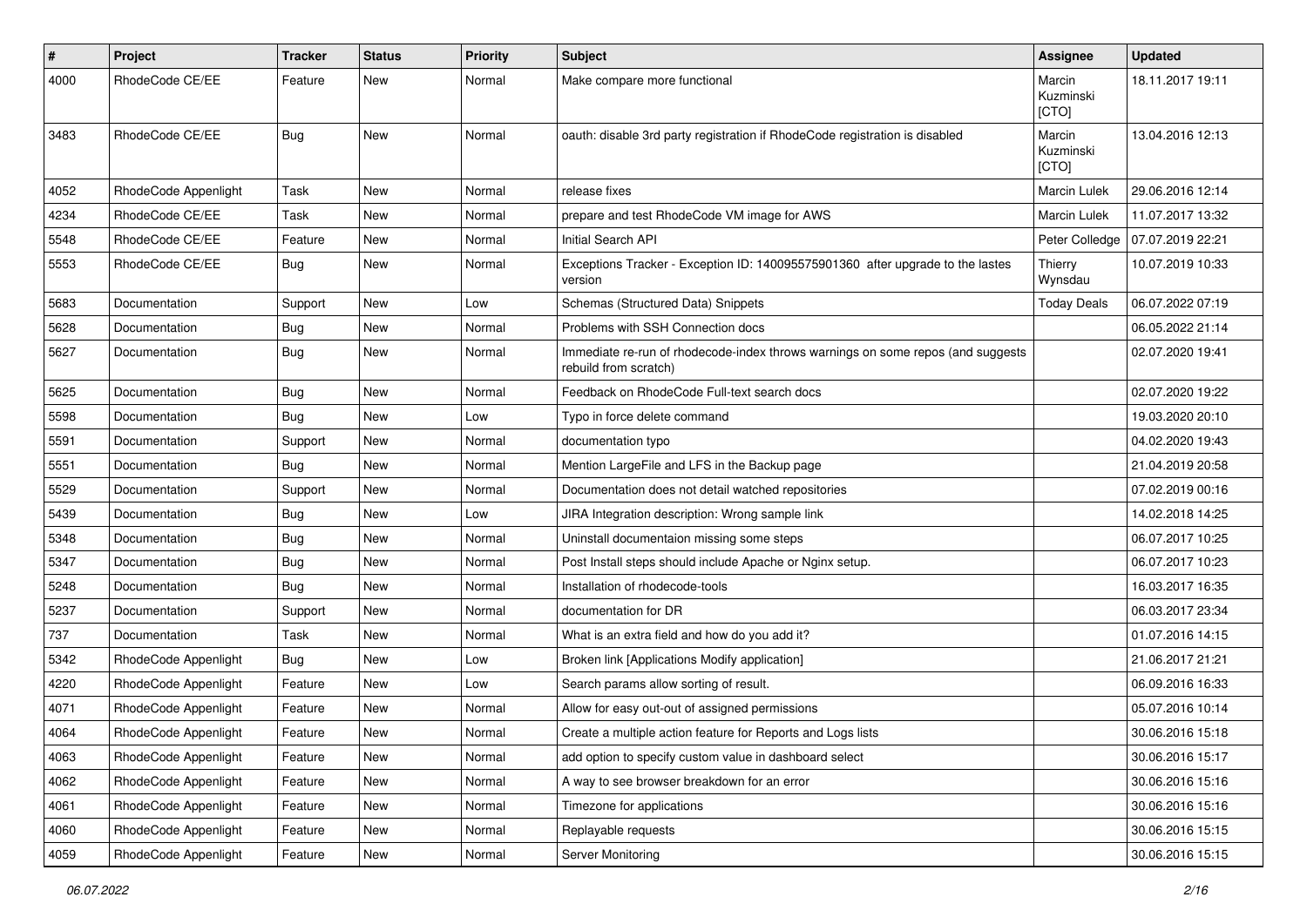| # | Project | Tracker | Status | Priority | Subject | Assignee | Updated |
|---|---|---|---|---|---|---|---|
| 4000 | RhodeCode CE/EE | Feature | New | Normal | Make compare more functional | Marcin Kuzminski [CTO] | 18.11.2017 19:11 |
| 3483 | RhodeCode CE/EE | Bug | New | Normal | oauth: disable 3rd party registration if RhodeCode registration is disabled | Marcin Kuzminski [CTO] | 13.04.2016 12:13 |
| 4052 | RhodeCode Appenlight | Task | New | Normal | release fixes | Marcin Lulek | 29.06.2016 12:14 |
| 4234 | RhodeCode CE/EE | Task | New | Normal | prepare and test RhodeCode VM image for AWS | Marcin Lulek | 11.07.2017 13:32 |
| 5548 | RhodeCode CE/EE | Feature | New | Normal | Initial Search API | Peter Colledge | 07.07.2019 22:21 |
| 5553 | RhodeCode CE/EE | Bug | New | Normal | Exceptions Tracker - Exception ID: 140095575901360 after upgrade to the lastes version | Thierry Wynsdau | 10.07.2019 10:33 |
| 5683 | Documentation | Support | New | Low | Schemas (Structured Data) Snippets | Today Deals | 06.07.2022 07:19 |
| 5628 | Documentation | Bug | New | Normal | Problems with SSH Connection docs | | 06.05.2022 21:14 |
| 5627 | Documentation | Bug | New | Normal | Immediate re-run of rhodecode-index throws warnings on some repos (and suggests rebuild from scratch) | | 02.07.2020 19:41 |
| 5625 | Documentation | Bug | New | Normal | Feedback on RhodeCode Full-text search docs | | 02.07.2020 19:22 |
| 5598 | Documentation | Bug | New | Low | Typo in force delete command | | 19.03.2020 20:10 |
| 5591 | Documentation | Support | New | Normal | documentation typo | | 04.02.2020 19:43 |
| 5551 | Documentation | Bug | New | Normal | Mention LargeFile and LFS in the Backup page | | 21.04.2019 20:58 |
| 5529 | Documentation | Support | New | Normal | Documentation does not detail watched repositories | | 07.02.2019 00:16 |
| 5439 | Documentation | Bug | New | Low | JIRA Integration description: Wrong sample link | | 14.02.2018 14:25 |
| 5348 | Documentation | Bug | New | Normal | Uninstall documentaion missing some steps | | 06.07.2017 10:25 |
| 5347 | Documentation | Bug | New | Normal | Post Install steps should include Apache or Nginx setup. | | 06.07.2017 10:23 |
| 5248 | Documentation | Bug | New | Normal | Installation of rhodecode-tools | | 16.03.2017 16:35 |
| 5237 | Documentation | Support | New | Normal | documentation for DR | | 06.03.2017 23:34 |
| 737 | Documentation | Task | New | Normal | What is an extra field and how do you add it? | | 01.07.2016 14:15 |
| 5342 | RhodeCode Appenlight | Bug | New | Low | Broken link [Applications Modify application] | | 21.06.2017 21:21 |
| 4220 | RhodeCode Appenlight | Feature | New | Low | Search params allow sorting of result. | | 06.09.2016 16:33 |
| 4071 | RhodeCode Appenlight | Feature | New | Normal | Allow for easy out-out of assigned permissions | | 05.07.2016 10:14 |
| 4064 | RhodeCode Appenlight | Feature | New | Normal | Create a multiple action feature for Reports and Logs lists | | 30.06.2016 15:18 |
| 4063 | RhodeCode Appenlight | Feature | New | Normal | add option to specify custom value in dashboard select | | 30.06.2016 15:17 |
| 4062 | RhodeCode Appenlight | Feature | New | Normal | A way to see browser breakdown for an error | | 30.06.2016 15:16 |
| 4061 | RhodeCode Appenlight | Feature | New | Normal | Timezone for applications | | 30.06.2016 15:16 |
| 4060 | RhodeCode Appenlight | Feature | New | Normal | Replayable requests | | 30.06.2016 15:15 |
| 4059 | RhodeCode Appenlight | Feature | New | Normal | Server Monitoring | | 30.06.2016 15:15 |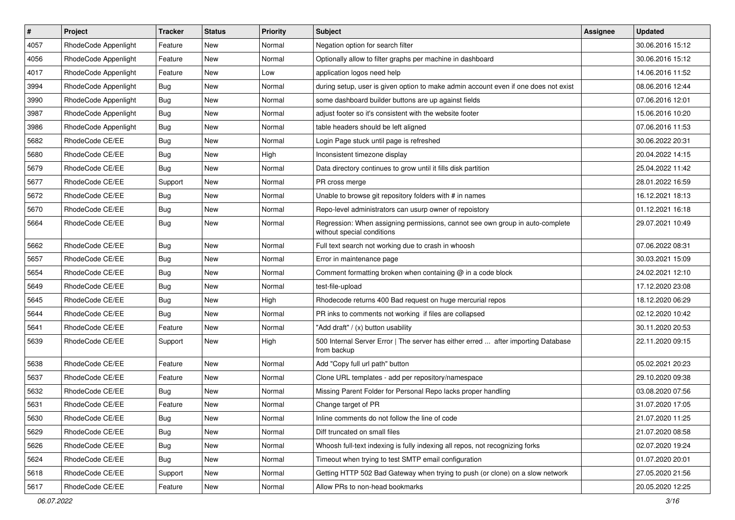| # | Project | Tracker | Status | Priority | Subject | Assignee | Updated |
|---|---|---|---|---|---|---|---|
| 4057 | RhodeCode Appenlight | Feature | New | Normal | Negation option for search filter | | 30.06.2016 15:12 |
| 4056 | RhodeCode Appenlight | Feature | New | Normal | Optionally allow to filter graphs per machine in dashboard | | 30.06.2016 15:12 |
| 4017 | RhodeCode Appenlight | Feature | New | Low | application logos need help | | 14.06.2016 11:52 |
| 3994 | RhodeCode Appenlight | Bug | New | Normal | during setup, user is given option to make admin account even if one does not exist | | 08.06.2016 12:44 |
| 3990 | RhodeCode Appenlight | Bug | New | Normal | some dashboard builder buttons are up against fields | | 07.06.2016 12:01 |
| 3987 | RhodeCode Appenlight | Bug | New | Normal | adjust footer so it's consistent with the website footer | | 15.06.2016 10:20 |
| 3986 | RhodeCode Appenlight | Bug | New | Normal | table headers should be left aligned | | 07.06.2016 11:53 |
| 5682 | RhodeCode CE/EE | Bug | New | Normal | Login Page stuck until page is refreshed | | 30.06.2022 20:31 |
| 5680 | RhodeCode CE/EE | Bug | New | High | Inconsistent timezone display | | 20.04.2022 14:15 |
| 5679 | RhodeCode CE/EE | Bug | New | Normal | Data directory continues to grow until it fills disk partition | | 25.04.2022 11:42 |
| 5677 | RhodeCode CE/EE | Support | New | Normal | PR cross merge | | 28.01.2022 16:59 |
| 5672 | RhodeCode CE/EE | Bug | New | Normal | Unable to browse git repository folders with # in names | | 16.12.2021 18:13 |
| 5670 | RhodeCode CE/EE | Bug | New | Normal | Repo-level administrators can usurp owner of repoistory | | 01.12.2021 16:18 |
| 5664 | RhodeCode CE/EE | Bug | New | Normal | Regression: When assigning permissions, cannot see own group in auto-complete without special conditions | | 29.07.2021 10:49 |
| 5662 | RhodeCode CE/EE | Bug | New | Normal | Full text search not working due to crash in whoosh | | 07.06.2022 08:31 |
| 5657 | RhodeCode CE/EE | Bug | New | Normal | Error in maintenance page | | 30.03.2021 15:09 |
| 5654 | RhodeCode CE/EE | Bug | New | Normal | Comment formatting broken when containing @ in a code block | | 24.02.2021 12:10 |
| 5649 | RhodeCode CE/EE | Bug | New | Normal | test-file-upload | | 17.12.2020 23:08 |
| 5645 | RhodeCode CE/EE | Bug | New | High | Rhodecode returns 400 Bad request on huge mercurial repos | | 18.12.2020 06:29 |
| 5644 | RhodeCode CE/EE | Bug | New | Normal | PR inks to comments not working if files are collapsed | | 02.12.2020 10:42 |
| 5641 | RhodeCode CE/EE | Feature | New | Normal | "Add draft" / (x) button usability | | 30.11.2020 20:53 |
| 5639 | RhodeCode CE/EE | Support | New | High | 500 Internal Server Error \| The server has either erred ... after importing Database from backup | | 22.11.2020 09:15 |
| 5638 | RhodeCode CE/EE | Feature | New | Normal | Add "Copy full url path" button | | 05.02.2021 20:23 |
| 5637 | RhodeCode CE/EE | Feature | New | Normal | Clone URL templates - add per repository/namespace | | 29.10.2020 09:38 |
| 5632 | RhodeCode CE/EE | Bug | New | Normal | Missing Parent Folder for Personal Repo lacks proper handling | | 03.08.2020 07:56 |
| 5631 | RhodeCode CE/EE | Feature | New | Normal | Change target of PR | | 31.07.2020 17:05 |
| 5630 | RhodeCode CE/EE | Bug | New | Normal | Inline comments do not follow the line of code | | 21.07.2020 11:25 |
| 5629 | RhodeCode CE/EE | Bug | New | Normal | Diff truncated on small files | | 21.07.2020 08:58 |
| 5626 | RhodeCode CE/EE | Bug | New | Normal | Whoosh full-text indexing is fully indexing all repos, not recognizing forks | | 02.07.2020 19:24 |
| 5624 | RhodeCode CE/EE | Bug | New | Normal | Timeout when trying to test SMTP email configuration | | 01.07.2020 20:01 |
| 5618 | RhodeCode CE/EE | Support | New | Normal | Getting HTTP 502 Bad Gateway when trying to push (or clone) on a slow network | | 27.05.2020 21:56 |
| 5617 | RhodeCode CE/EE | Feature | New | Normal | Allow PRs to non-head bookmarks | | 20.05.2020 12:25 |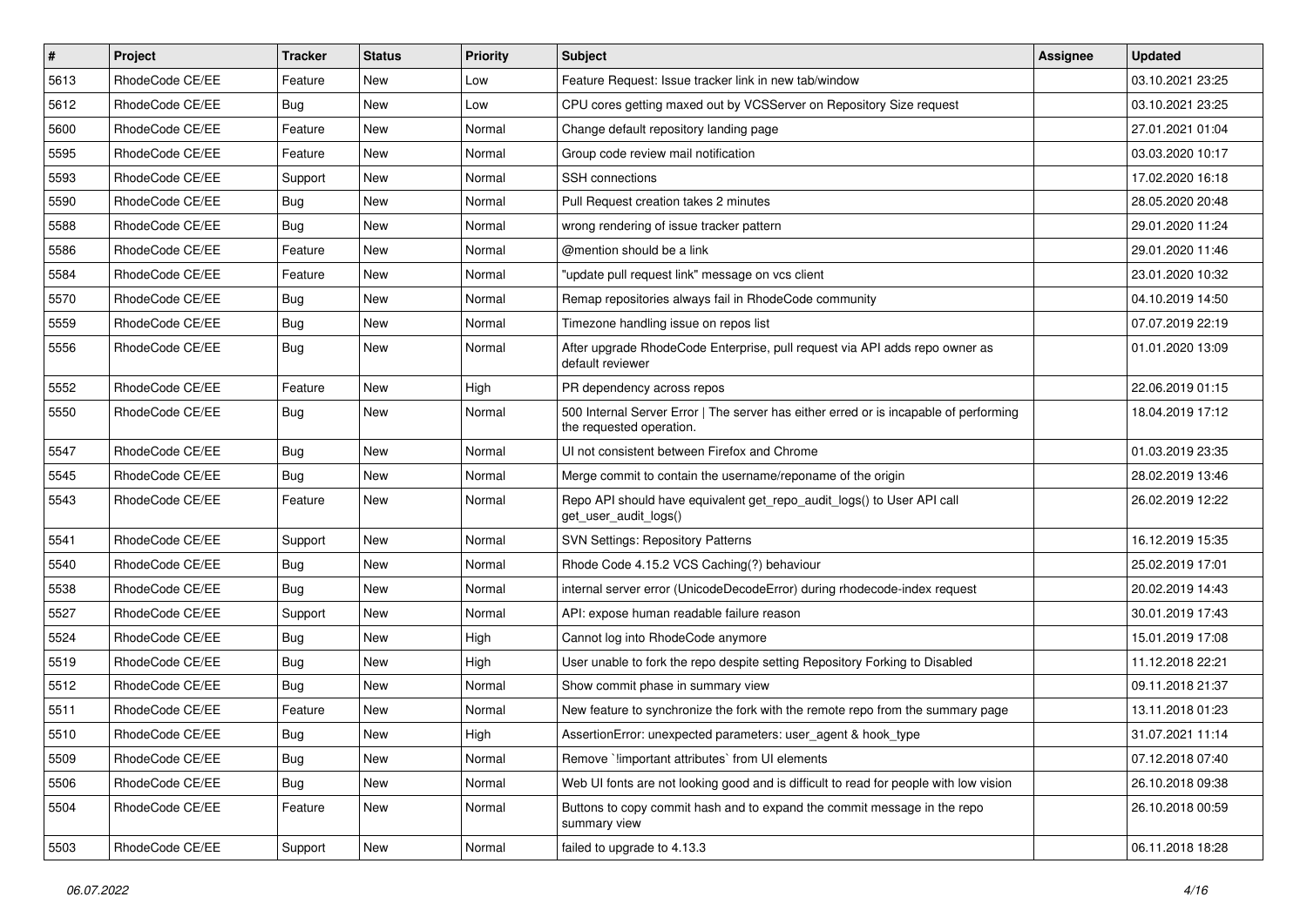| # | Project | Tracker | Status | Priority | Subject | Assignee | Updated |
|---|---|---|---|---|---|---|---|
| 5613 | RhodeCode CE/EE | Feature | New | Low | Feature Request: Issue tracker link in new tab/window | | 03.10.2021 23:25 |
| 5612 | RhodeCode CE/EE | Bug | New | Low | CPU cores getting maxed out by VCSServer on Repository Size request | | 03.10.2021 23:25 |
| 5600 | RhodeCode CE/EE | Feature | New | Normal | Change default repository landing page | | 27.01.2021 01:04 |
| 5595 | RhodeCode CE/EE | Feature | New | Normal | Group code review mail notification | | 03.03.2020 10:17 |
| 5593 | RhodeCode CE/EE | Support | New | Normal | SSH connections | | 17.02.2020 16:18 |
| 5590 | RhodeCode CE/EE | Bug | New | Normal | Pull Request creation takes 2 minutes | | 28.05.2020 20:48 |
| 5588 | RhodeCode CE/EE | Bug | New | Normal | wrong rendering of issue tracker pattern | | 29.01.2020 11:24 |
| 5586 | RhodeCode CE/EE | Feature | New | Normal | @mention should be a link | | 29.01.2020 11:46 |
| 5584 | RhodeCode CE/EE | Feature | New | Normal | "update pull request link" message on vcs client | | 23.01.2020 10:32 |
| 5570 | RhodeCode CE/EE | Bug | New | Normal | Remap repositories always fail in RhodeCode community | | 04.10.2019 14:50 |
| 5559 | RhodeCode CE/EE | Bug | New | Normal | Timezone handling issue on repos list | | 07.07.2019 22:19 |
| 5556 | RhodeCode CE/EE | Bug | New | Normal | After upgrade RhodeCode Enterprise, pull request via API adds repo owner as default reviewer | | 01.01.2020 13:09 |
| 5552 | RhodeCode CE/EE | Feature | New | High | PR dependency across repos | | 22.06.2019 01:15 |
| 5550 | RhodeCode CE/EE | Bug | New | Normal | 500 Internal Server Error \| The server has either erred or is incapable of performing the requested operation. | | 18.04.2019 17:12 |
| 5547 | RhodeCode CE/EE | Bug | New | Normal | UI not consistent between Firefox and Chrome | | 01.03.2019 23:35 |
| 5545 | RhodeCode CE/EE | Bug | New | Normal | Merge commit to contain the username/reponame of the origin | | 28.02.2019 13:46 |
| 5543 | RhodeCode CE/EE | Feature | New | Normal | Repo API should have equivalent get_repo_audit_logs() to User API call get_user_audit_logs() | | 26.02.2019 12:22 |
| 5541 | RhodeCode CE/EE | Support | New | Normal | SVN Settings: Repository Patterns | | 16.12.2019 15:35 |
| 5540 | RhodeCode CE/EE | Bug | New | Normal | Rhode Code 4.15.2 VCS Caching(?) behaviour | | 25.02.2019 17:01 |
| 5538 | RhodeCode CE/EE | Bug | New | Normal | internal server error (UnicodeDecodeError) during rhodecode-index request | | 20.02.2019 14:43 |
| 5527 | RhodeCode CE/EE | Support | New | Normal | API: expose human readable failure reason | | 30.01.2019 17:43 |
| 5524 | RhodeCode CE/EE | Bug | New | High | Cannot log into RhodeCode anymore | | 15.01.2019 17:08 |
| 5519 | RhodeCode CE/EE | Bug | New | High | User unable to fork the repo despite setting Repository Forking to Disabled | | 11.12.2018 22:21 |
| 5512 | RhodeCode CE/EE | Bug | New | Normal | Show commit phase in summary view | | 09.11.2018 21:37 |
| 5511 | RhodeCode CE/EE | Feature | New | Normal | New feature to synchronize the fork with the remote repo from the summary page | | 13.11.2018 01:23 |
| 5510 | RhodeCode CE/EE | Bug | New | High | AssertionError: unexpected parameters: user_agent & hook_type | | 31.07.2021 11:14 |
| 5509 | RhodeCode CE/EE | Bug | New | Normal | Remove `!important attributes` from UI elements | | 07.12.2018 07:40 |
| 5506 | RhodeCode CE/EE | Bug | New | Normal | Web UI fonts are not looking good and is difficult to read for people with low vision | | 26.10.2018 09:38 |
| 5504 | RhodeCode CE/EE | Feature | New | Normal | Buttons to copy commit hash and to expand the commit message in the repo summary view | | 26.10.2018 00:59 |
| 5503 | RhodeCode CE/EE | Support | New | Normal | failed to upgrade to 4.13.3 | | 06.11.2018 18:28 |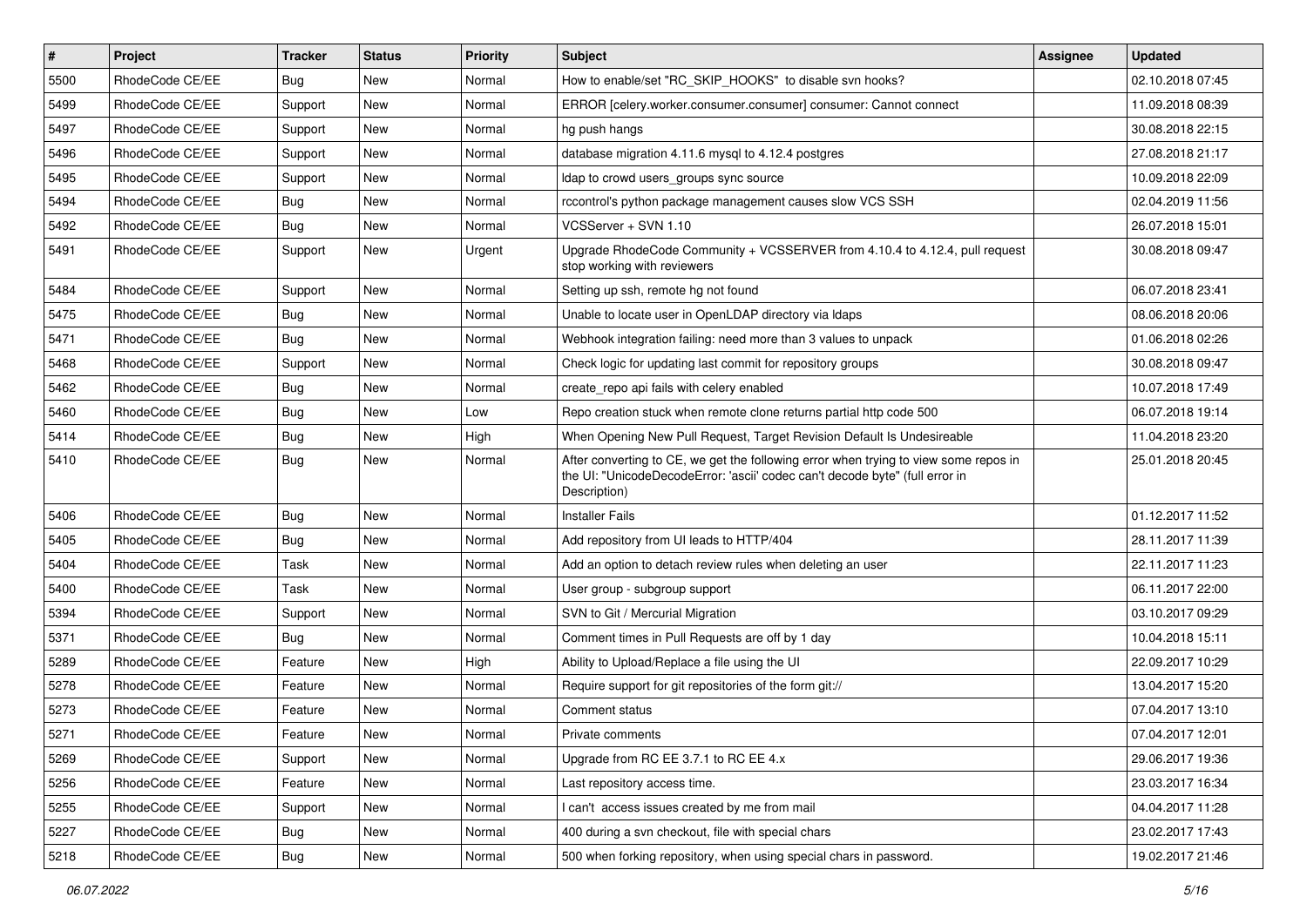| # | Project | Tracker | Status | Priority | Subject | Assignee | Updated |
|---|---|---|---|---|---|---|---|
| 5500 | RhodeCode CE/EE | Bug | New | Normal | How to enable/set "RC_SKIP_HOOKS" to disable svn hooks? | | 02.10.2018 07:45 |
| 5499 | RhodeCode CE/EE | Support | New | Normal | ERROR [celery.worker.consumer.consumer] consumer: Cannot connect | | 11.09.2018 08:39 |
| 5497 | RhodeCode CE/EE | Support | New | Normal | hg push hangs | | 30.08.2018 22:15 |
| 5496 | RhodeCode CE/EE | Support | New | Normal | database migration 4.11.6 mysql to 4.12.4 postgres | | 27.08.2018 21:17 |
| 5495 | RhodeCode CE/EE | Support | New | Normal | ldap to crowd users_groups sync source | | 10.09.2018 22:09 |
| 5494 | RhodeCode CE/EE | Bug | New | Normal | rccontrol's python package management causes slow VCS SSH | | 02.04.2019 11:56 |
| 5492 | RhodeCode CE/EE | Bug | New | Normal | VCSServer + SVN 1.10 | | 26.07.2018 15:01 |
| 5491 | RhodeCode CE/EE | Support | New | Urgent | Upgrade RhodeCode Community + VCSSERVER from 4.10.4 to 4.12.4, pull request stop working with reviewers | | 30.08.2018 09:47 |
| 5484 | RhodeCode CE/EE | Support | New | Normal | Setting up ssh, remote hg not found | | 06.07.2018 23:41 |
| 5475 | RhodeCode CE/EE | Bug | New | Normal | Unable to locate user in OpenLDAP directory via ldaps | | 08.06.2018 20:06 |
| 5471 | RhodeCode CE/EE | Bug | New | Normal | Webhook integration failing: need more than 3 values to unpack | | 01.06.2018 02:26 |
| 5468 | RhodeCode CE/EE | Support | New | Normal | Check logic for updating last commit for repository groups | | 30.08.2018 09:47 |
| 5462 | RhodeCode CE/EE | Bug | New | Normal | create_repo api fails with celery enabled | | 10.07.2018 17:49 |
| 5460 | RhodeCode CE/EE | Bug | New | Low | Repo creation stuck when remote clone returns partial http code 500 | | 06.07.2018 19:14 |
| 5414 | RhodeCode CE/EE | Bug | New | High | When Opening New Pull Request, Target Revision Default Is Undesireable | | 11.04.2018 23:20 |
| 5410 | RhodeCode CE/EE | Bug | New | Normal | After converting to CE, we get the following error when trying to view some repos in the UI: "UnicodeDecodeError: 'ascii' codec can't decode byte" (full error in Description) | | 25.01.2018 20:45 |
| 5406 | RhodeCode CE/EE | Bug | New | Normal | Installer Fails | | 01.12.2017 11:52 |
| 5405 | RhodeCode CE/EE | Bug | New | Normal | Add repository from UI leads to HTTP/404 | | 28.11.2017 11:39 |
| 5404 | RhodeCode CE/EE | Task | New | Normal | Add an option to detach review rules when deleting an user | | 22.11.2017 11:23 |
| 5400 | RhodeCode CE/EE | Task | New | Normal | User group - subgroup support | | 06.11.2017 22:00 |
| 5394 | RhodeCode CE/EE | Support | New | Normal | SVN to Git / Mercurial Migration | | 03.10.2017 09:29 |
| 5371 | RhodeCode CE/EE | Bug | New | Normal | Comment times in Pull Requests are off by 1 day | | 10.04.2018 15:11 |
| 5289 | RhodeCode CE/EE | Feature | New | High | Ability to Upload/Replace a file using the UI | | 22.09.2017 10:29 |
| 5278 | RhodeCode CE/EE | Feature | New | Normal | Require support for git repositories of the form git:// | | 13.04.2017 15:20 |
| 5273 | RhodeCode CE/EE | Feature | New | Normal | Comment status | | 07.04.2017 13:10 |
| 5271 | RhodeCode CE/EE | Feature | New | Normal | Private comments | | 07.04.2017 12:01 |
| 5269 | RhodeCode CE/EE | Support | New | Normal | Upgrade from RC EE 3.7.1 to RC EE 4.x | | 29.06.2017 19:36 |
| 5256 | RhodeCode CE/EE | Feature | New | Normal | Last repository access time. | | 23.03.2017 16:34 |
| 5255 | RhodeCode CE/EE | Support | New | Normal | I can't access issues created by me from mail | | 04.04.2017 11:28 |
| 5227 | RhodeCode CE/EE | Bug | New | Normal | 400 during a svn checkout, file with special chars | | 23.02.2017 17:43 |
| 5218 | RhodeCode CE/EE | Bug | New | Normal | 500 when forking repository, when using special chars in password. | | 19.02.2017 21:46 |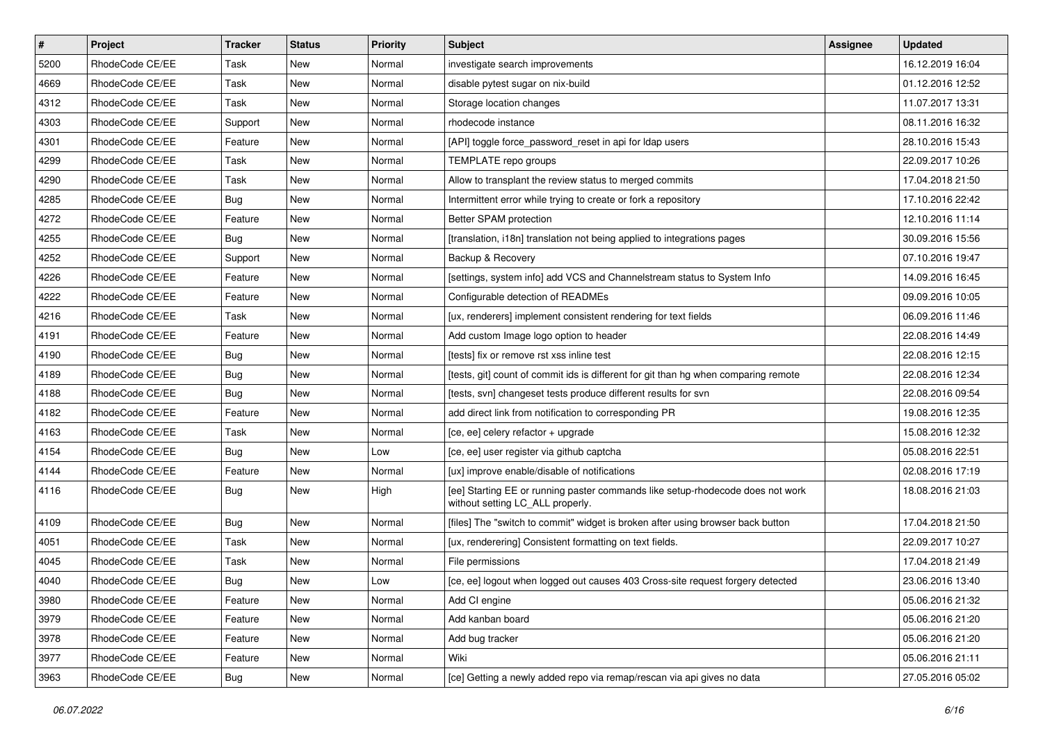| # | Project | Tracker | Status | Priority | Subject | Assignee | Updated |
|---|---|---|---|---|---|---|---|
| 5200 | RhodeCode CE/EE | Task | New | Normal | investigate search improvements | | 16.12.2019 16:04 |
| 4669 | RhodeCode CE/EE | Task | New | Normal | disable pytest sugar on nix-build | | 01.12.2016 12:52 |
| 4312 | RhodeCode CE/EE | Task | New | Normal | Storage location changes | | 11.07.2017 13:31 |
| 4303 | RhodeCode CE/EE | Support | New | Normal | rhodecode instance | | 08.11.2016 16:32 |
| 4301 | RhodeCode CE/EE | Feature | New | Normal | [API] toggle force_password_reset in api for ldap users | | 28.10.2016 15:43 |
| 4299 | RhodeCode CE/EE | Task | New | Normal | TEMPLATE repo groups | | 22.09.2017 10:26 |
| 4290 | RhodeCode CE/EE | Task | New | Normal | Allow to transplant the review status to merged commits | | 17.04.2018 21:50 |
| 4285 | RhodeCode CE/EE | Bug | New | Normal | Intermittent error while trying to create or fork a repository | | 17.10.2016 22:42 |
| 4272 | RhodeCode CE/EE | Feature | New | Normal | Better SPAM protection | | 12.10.2016 11:14 |
| 4255 | RhodeCode CE/EE | Bug | New | Normal | [translation, i18n] translation not being applied to integrations pages | | 30.09.2016 15:56 |
| 4252 | RhodeCode CE/EE | Support | New | Normal | Backup & Recovery | | 07.10.2016 19:47 |
| 4226 | RhodeCode CE/EE | Feature | New | Normal | [settings, system info] add VCS and Channelstream status to System Info | | 14.09.2016 16:45 |
| 4222 | RhodeCode CE/EE | Feature | New | Normal | Configurable detection of READMEs | | 09.09.2016 10:05 |
| 4216 | RhodeCode CE/EE | Task | New | Normal | [ux, renderers] implement consistent rendering for text fields | | 06.09.2016 11:46 |
| 4191 | RhodeCode CE/EE | Feature | New | Normal | Add custom Image logo option to header | | 22.08.2016 14:49 |
| 4190 | RhodeCode CE/EE | Bug | New | Normal | [tests] fix or remove rst xss inline test | | 22.08.2016 12:15 |
| 4189 | RhodeCode CE/EE | Bug | New | Normal | [tests, git] count of commit ids is different for git than hg when comparing remote | | 22.08.2016 12:34 |
| 4188 | RhodeCode CE/EE | Bug | New | Normal | [tests, svn] changeset tests produce different results for svn | | 22.08.2016 09:54 |
| 4182 | RhodeCode CE/EE | Feature | New | Normal | add direct link from notification to corresponding PR | | 19.08.2016 12:35 |
| 4163 | RhodeCode CE/EE | Task | New | Normal | [ce, ee] celery refactor + upgrade | | 15.08.2016 12:32 |
| 4154 | RhodeCode CE/EE | Bug | New | Low | [ce, ee] user register via github captcha | | 05.08.2016 22:51 |
| 4144 | RhodeCode CE/EE | Feature | New | Normal | [ux] improve enable/disable of notifications | | 02.08.2016 17:19 |
| 4116 | RhodeCode CE/EE | Bug | New | High | [ee] Starting EE or running paster commands like setup-rhodecode does not work without setting LC_ALL properly. | | 18.08.2016 21:03 |
| 4109 | RhodeCode CE/EE | Bug | New | Normal | [files] The "switch to commit" widget is broken after using browser back button | | 17.04.2018 21:50 |
| 4051 | RhodeCode CE/EE | Task | New | Normal | [ux, renderering] Consistent formatting on text fields. | | 22.09.2017 10:27 |
| 4045 | RhodeCode CE/EE | Task | New | Normal | File permissions | | 17.04.2018 21:49 |
| 4040 | RhodeCode CE/EE | Bug | New | Low | [ce, ee] logout when logged out causes 403 Cross-site request forgery detected | | 23.06.2016 13:40 |
| 3980 | RhodeCode CE/EE | Feature | New | Normal | Add CI engine | | 05.06.2016 21:32 |
| 3979 | RhodeCode CE/EE | Feature | New | Normal | Add kanban board | | 05.06.2016 21:20 |
| 3978 | RhodeCode CE/EE | Feature | New | Normal | Add bug tracker | | 05.06.2016 21:20 |
| 3977 | RhodeCode CE/EE | Feature | New | Normal | Wiki | | 05.06.2016 21:11 |
| 3963 | RhodeCode CE/EE | Bug | New | Normal | [ce] Getting a newly added repo via remap/rescan via api gives no data | | 27.05.2016 05:02 |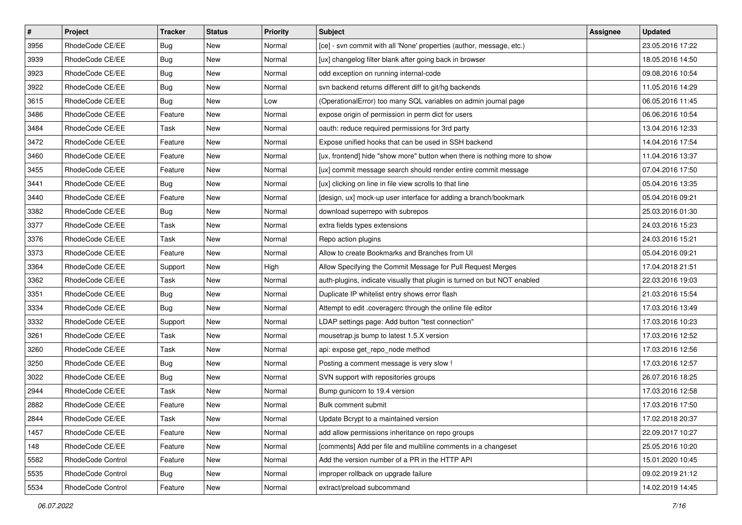| # | Project | Tracker | Status | Priority | Subject | Assignee | Updated |
|---|---|---|---|---|---|---|---|
| 3956 | RhodeCode CE/EE | Bug | New | Normal | [ce] - svn commit with all 'None' properties (author, message, etc.) | | 23.05.2016 17:22 |
| 3939 | RhodeCode CE/EE | Bug | New | Normal | [ux] changelog filter blank after going back in browser | | 18.05.2016 14:50 |
| 3923 | RhodeCode CE/EE | Bug | New | Normal | odd exception on running internal-code | | 09.08.2016 10:54 |
| 3922 | RhodeCode CE/EE | Bug | New | Normal | svn backend returns different diff to git/hg backends | | 11.05.2016 14:29 |
| 3615 | RhodeCode CE/EE | Bug | New | Low | (OperationalError) too many SQL variables on admin journal page | | 06.05.2016 11:45 |
| 3486 | RhodeCode CE/EE | Feature | New | Normal | expose origin of permission in perm dict for users | | 06.06.2016 10:54 |
| 3484 | RhodeCode CE/EE | Task | New | Normal | oauth: reduce required permissions for 3rd party | | 13.04.2016 12:33 |
| 3472 | RhodeCode CE/EE | Feature | New | Normal | Expose unified hooks that can be used in SSH backend | | 14.04.2016 17:54 |
| 3460 | RhodeCode CE/EE | Feature | New | Normal | [ux, frontend] hide "show more" button when there is nothing more to show | | 11.04.2016 13:37 |
| 3455 | RhodeCode CE/EE | Feature | New | Normal | [ux] commit message search should render entire commit message | | 07.04.2016 17:50 |
| 3441 | RhodeCode CE/EE | Bug | New | Normal | [ux] clicking on line in file view scrolls to that line | | 05.04.2016 13:35 |
| 3440 | RhodeCode CE/EE | Feature | New | Normal | [design, ux] mock-up user interface for adding a branch/bookmark | | 05.04.2016 09:21 |
| 3382 | RhodeCode CE/EE | Bug | New | Normal | download superrepo with subrepos | | 25.03.2016 01:30 |
| 3377 | RhodeCode CE/EE | Task | New | Normal | extra fields types extensions | | 24.03.2016 15:23 |
| 3376 | RhodeCode CE/EE | Task | New | Normal | Repo action plugins | | 24.03.2016 15:21 |
| 3373 | RhodeCode CE/EE | Feature | New | Normal | Allow to create Bookmarks and Branches from UI | | 05.04.2016 09:21 |
| 3364 | RhodeCode CE/EE | Support | New | High | Allow Specifying the Commit Message for Pull Request Merges | | 17.04.2018 21:51 |
| 3362 | RhodeCode CE/EE | Task | New | Normal | auth-plugins, indicate visually that plugin is turned on but NOT enabled | | 22.03.2016 19:03 |
| 3351 | RhodeCode CE/EE | Bug | New | Normal | Duplicate IP whitelist entry shows error flash | | 21.03.2016 15:54 |
| 3334 | RhodeCode CE/EE | Bug | New | Normal | Attempt to edit .coveragerc through the online file editor | | 17.03.2016 13:49 |
| 3332 | RhodeCode CE/EE | Support | New | Normal | LDAP settings page: Add button "test connection" | | 17.03.2016 10:23 |
| 3261 | RhodeCode CE/EE | Task | New | Normal | mousetrap.js bump to latest 1.5.X version | | 17.03.2016 12:52 |
| 3260 | RhodeCode CE/EE | Task | New | Normal | api: expose get_repo_node method | | 17.03.2016 12:56 |
| 3250 | RhodeCode CE/EE | Bug | New | Normal | Posting a comment message is very slow ! | | 17.03.2016 12:57 |
| 3022 | RhodeCode CE/EE | Bug | New | Normal | SVN support with repositories groups | | 26.07.2016 18:25 |
| 2944 | RhodeCode CE/EE | Task | New | Normal | Bump gunicorn to 19.4 version | | 17.03.2016 12:58 |
| 2882 | RhodeCode CE/EE | Feature | New | Normal | Bulk comment submit | | 17.03.2016 17:50 |
| 2844 | RhodeCode CE/EE | Task | New | Normal | Update Bcrypt to a maintained version | | 17.02.2018 20:37 |
| 1457 | RhodeCode CE/EE | Feature | New | Normal | add allow permissions inheritance on repo groups | | 22.09.2017 10:27 |
| 148 | RhodeCode CE/EE | Feature | New | Normal | [comments] Add per file and multiline comments in a changeset | | 25.05.2016 10:20 |
| 5582 | RhodeCode Control | Feature | New | Normal | Add the version number of a PR in the HTTP API | | 15.01.2020 10:45 |
| 5535 | RhodeCode Control | Bug | New | Normal | improper rollback on upgrade failure | | 09.02.2019 21:12 |
| 5534 | RhodeCode Control | Feature | New | Normal | extract/preload subcommand | | 14.02.2019 14:45 |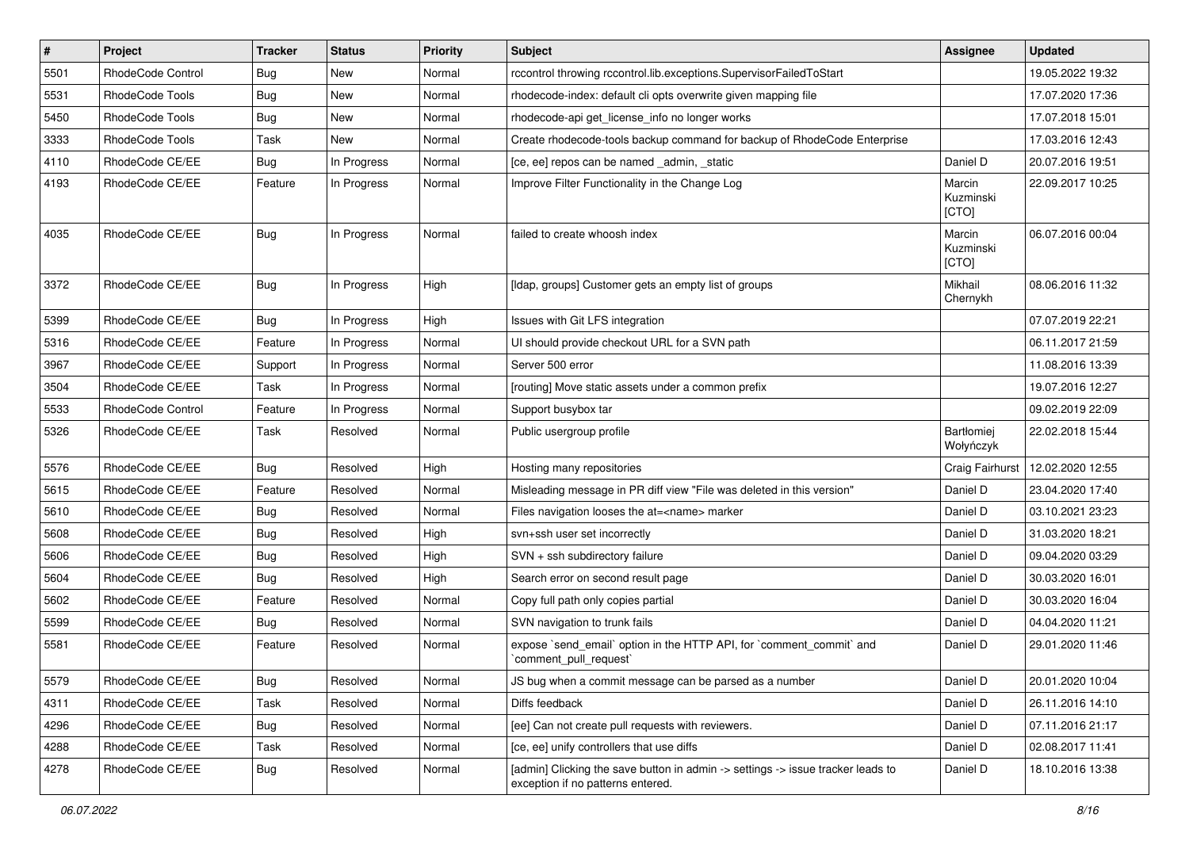| # | Project | Tracker | Status | Priority | Subject | Assignee | Updated |
|---|---|---|---|---|---|---|---|
| 5501 | RhodeCode Control | Bug | New | Normal | rccontrol throwing rccontrol.lib.exceptions.SupervisorFailedToStart | | 19.05.2022 19:32 |
| 5531 | RhodeCode Tools | Bug | New | Normal | rhodecode-index: default cli opts overwrite given mapping file | | 17.07.2020 17:36 |
| 5450 | RhodeCode Tools | Bug | New | Normal | rhodecode-api get_license_info no longer works | | 17.07.2018 15:01 |
| 3333 | RhodeCode Tools | Task | New | Normal | Create rhodecode-tools backup command for backup of RhodeCode Enterprise | | 17.03.2016 12:43 |
| 4110 | RhodeCode CE/EE | Bug | In Progress | Normal | [ce, ee] repos can be named _admin, _static | Daniel D | 20.07.2016 19:51 |
| 4193 | RhodeCode CE/EE | Feature | In Progress | Normal | Improve Filter Functionality in the Change Log | Marcin Kuzminski [CTO] | 22.09.2017 10:25 |
| 4035 | RhodeCode CE/EE | Bug | In Progress | Normal | failed to create whoosh index | Marcin Kuzminski [CTO] | 06.07.2016 00:04 |
| 3372 | RhodeCode CE/EE | Bug | In Progress | High | [ldap, groups] Customer gets an empty list of groups | Mikhail Chernykh | 08.06.2016 11:32 |
| 5399 | RhodeCode CE/EE | Bug | In Progress | High | Issues with Git LFS integration | | 07.07.2019 22:21 |
| 5316 | RhodeCode CE/EE | Feature | In Progress | Normal | UI should provide checkout URL for a SVN path | | 06.11.2017 21:59 |
| 3967 | RhodeCode CE/EE | Support | In Progress | Normal | Server 500 error | | 11.08.2016 13:39 |
| 3504 | RhodeCode CE/EE | Task | In Progress | Normal | [routing] Move static assets under a common prefix | | 19.07.2016 12:27 |
| 5533 | RhodeCode Control | Feature | In Progress | Normal | Support busybox tar | | 09.02.2019 22:09 |
| 5326 | RhodeCode CE/EE | Task | Resolved | Normal | Public usergroup profile | Bartłomiej Wołyńczyk | 22.02.2018 15:44 |
| 5576 | RhodeCode CE/EE | Bug | Resolved | High | Hosting many repositories | Craig Fairhurst | 12.02.2020 12:55 |
| 5615 | RhodeCode CE/EE | Feature | Resolved | Normal | Misleading message in PR diff view "File was deleted in this version" | Daniel D | 23.04.2020 17:40 |
| 5610 | RhodeCode CE/EE | Bug | Resolved | Normal | Files navigation looses the at=<name> marker | Daniel D | 03.10.2021 23:23 |
| 5608 | RhodeCode CE/EE | Bug | Resolved | High | svn+ssh user set incorrectly | Daniel D | 31.03.2020 18:21 |
| 5606 | RhodeCode CE/EE | Bug | Resolved | High | SVN + ssh subdirectory failure | Daniel D | 09.04.2020 03:29 |
| 5604 | RhodeCode CE/EE | Bug | Resolved | High | Search error on second result page | Daniel D | 30.03.2020 16:01 |
| 5602 | RhodeCode CE/EE | Feature | Resolved | Normal | Copy full path only copies partial | Daniel D | 30.03.2020 16:04 |
| 5599 | RhodeCode CE/EE | Bug | Resolved | Normal | SVN navigation to trunk fails | Daniel D | 04.04.2020 11:21 |
| 5581 | RhodeCode CE/EE | Feature | Resolved | Normal | expose `send_email` option in the HTTP API, for `comment_commit` and `comment_pull_request` | Daniel D | 29.01.2020 11:46 |
| 5579 | RhodeCode CE/EE | Bug | Resolved | Normal | JS bug when a commit message can be parsed as a number | Daniel D | 20.01.2020 10:04 |
| 4311 | RhodeCode CE/EE | Task | Resolved | Normal | Diffs feedback | Daniel D | 26.11.2016 14:10 |
| 4296 | RhodeCode CE/EE | Bug | Resolved | Normal | [ee] Can not create pull requests with reviewers. | Daniel D | 07.11.2016 21:17 |
| 4288 | RhodeCode CE/EE | Task | Resolved | Normal | [ce, ee] unify controllers that use diffs | Daniel D | 02.08.2017 11:41 |
| 4278 | RhodeCode CE/EE | Bug | Resolved | Normal | [admin] Clicking the save button in admin -> settings -> issue tracker leads to exception if no patterns entered. | Daniel D | 18.10.2016 13:38 |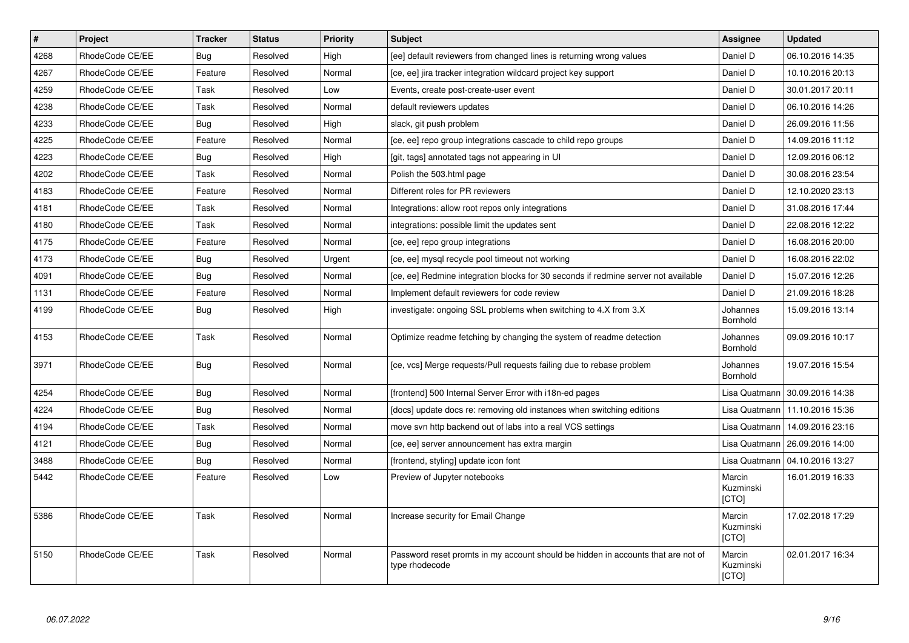| # | Project | Tracker | Status | Priority | Subject | Assignee | Updated |
|---|---|---|---|---|---|---|---|
| 4268 | RhodeCode CE/EE | Bug | Resolved | High | [ee] default reviewers from changed lines is returning wrong values | Daniel D | 06.10.2016 14:35 |
| 4267 | RhodeCode CE/EE | Feature | Resolved | Normal | [ce, ee] jira tracker integration wildcard project key support | Daniel D | 10.10.2016 20:13 |
| 4259 | RhodeCode CE/EE | Task | Resolved | Low | Events, create post-create-user event | Daniel D | 30.01.2017 20:11 |
| 4238 | RhodeCode CE/EE | Task | Resolved | Normal | default reviewers updates | Daniel D | 06.10.2016 14:26 |
| 4233 | RhodeCode CE/EE | Bug | Resolved | High | slack, git push problem | Daniel D | 26.09.2016 11:56 |
| 4225 | RhodeCode CE/EE | Feature | Resolved | Normal | [ce, ee] repo group integrations cascade to child repo groups | Daniel D | 14.09.2016 11:12 |
| 4223 | RhodeCode CE/EE | Bug | Resolved | High | [git, tags] annotated tags not appearing in UI | Daniel D | 12.09.2016 06:12 |
| 4202 | RhodeCode CE/EE | Task | Resolved | Normal | Polish the 503.html page | Daniel D | 30.08.2016 23:54 |
| 4183 | RhodeCode CE/EE | Feature | Resolved | Normal | Different roles for PR reviewers | Daniel D | 12.10.2020 23:13 |
| 4181 | RhodeCode CE/EE | Task | Resolved | Normal | Integrations: allow root repos only integrations | Daniel D | 31.08.2016 17:44 |
| 4180 | RhodeCode CE/EE | Task | Resolved | Normal | integrations: possible limit the updates sent | Daniel D | 22.08.2016 12:22 |
| 4175 | RhodeCode CE/EE | Feature | Resolved | Normal | [ce, ee] repo group integrations | Daniel D | 16.08.2016 20:00 |
| 4173 | RhodeCode CE/EE | Bug | Resolved | Urgent | [ce, ee] mysql recycle pool timeout not working | Daniel D | 16.08.2016 22:02 |
| 4091 | RhodeCode CE/EE | Bug | Resolved | Normal | [ce, ee] Redmine integration blocks for 30 seconds if redmine server not available | Daniel D | 15.07.2016 12:26 |
| 1131 | RhodeCode CE/EE | Feature | Resolved | Normal | Implement default reviewers for code review | Daniel D | 21.09.2016 18:28 |
| 4199 | RhodeCode CE/EE | Bug | Resolved | High | investigate: ongoing SSL problems when switching to 4.X from 3.X | Johannes Bornhold | 15.09.2016 13:14 |
| 4153 | RhodeCode CE/EE | Task | Resolved | Normal | Optimize readme fetching by changing the system of readme detection | Johannes Bornhold | 09.09.2016 10:17 |
| 3971 | RhodeCode CE/EE | Bug | Resolved | Normal | [ce, vcs] Merge requests/Pull requests failing due to rebase problem | Johannes Bornhold | 19.07.2016 15:54 |
| 4254 | RhodeCode CE/EE | Bug | Resolved | Normal | [frontend] 500 Internal Server Error with i18n-ed pages | Lisa Quatmann | 30.09.2016 14:38 |
| 4224 | RhodeCode CE/EE | Bug | Resolved | Normal | [docs] update docs re: removing old instances when switching editions | Lisa Quatmann | 11.10.2016 15:36 |
| 4194 | RhodeCode CE/EE | Task | Resolved | Normal | move svn http backend out of labs into a real VCS settings | Lisa Quatmann | 14.09.2016 23:16 |
| 4121 | RhodeCode CE/EE | Bug | Resolved | Normal | [ce, ee] server announcement has extra margin | Lisa Quatmann | 26.09.2016 14:00 |
| 3488 | RhodeCode CE/EE | Bug | Resolved | Normal | [frontend, styling] update icon font | Lisa Quatmann | 04.10.2016 13:27 |
| 5442 | RhodeCode CE/EE | Feature | Resolved | Low | Preview of Jupyter notebooks | Marcin Kuzminski [CTO] | 16.01.2019 16:33 |
| 5386 | RhodeCode CE/EE | Task | Resolved | Normal | Increase security for Email Change | Marcin Kuzminski [CTO] | 17.02.2018 17:29 |
| 5150 | RhodeCode CE/EE | Task | Resolved | Normal | Password reset promts in my account should be hidden in accounts that are not of type rhodecode | Marcin Kuzminski [CTO] | 02.01.2017 16:34 |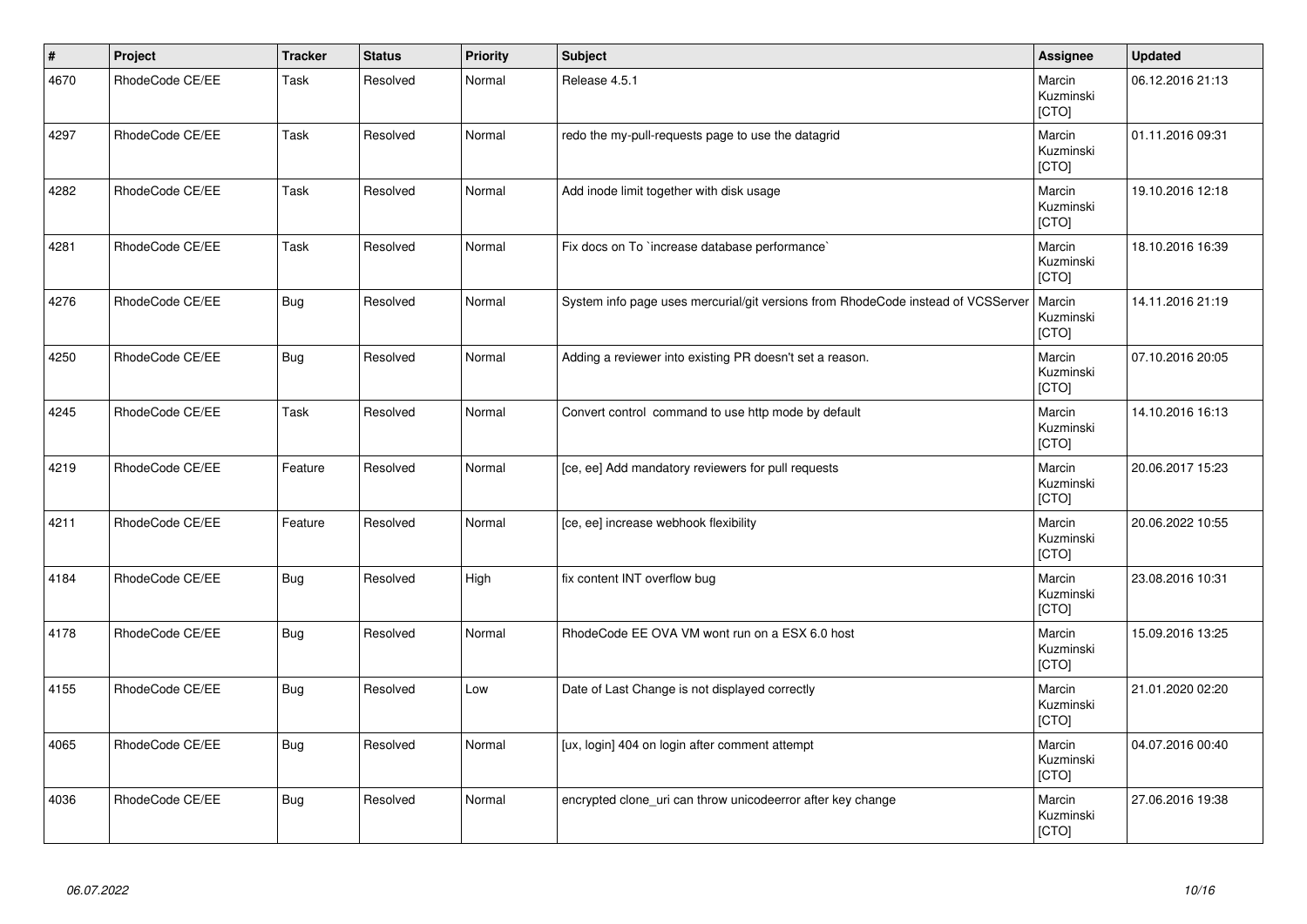| # | Project | Tracker | Status | Priority | Subject | Assignee | Updated |
|---|---|---|---|---|---|---|---|
| 4670 | RhodeCode CE/EE | Task | Resolved | Normal | Release 4.5.1 | Marcin Kuzminski [CTO] | 06.12.2016 21:13 |
| 4297 | RhodeCode CE/EE | Task | Resolved | Normal | redo the my-pull-requests page to use the datagrid | Marcin Kuzminski [CTO] | 01.11.2016 09:31 |
| 4282 | RhodeCode CE/EE | Task | Resolved | Normal | Add inode limit together with disk usage | Marcin Kuzminski [CTO] | 19.10.2016 12:18 |
| 4281 | RhodeCode CE/EE | Task | Resolved | Normal | Fix docs on To `increase database performance` | Marcin Kuzminski [CTO] | 18.10.2016 16:39 |
| 4276 | RhodeCode CE/EE | Bug | Resolved | Normal | System info page uses mercurial/git versions from RhodeCode instead of VCSServer | Marcin Kuzminski [CTO] | 14.11.2016 21:19 |
| 4250 | RhodeCode CE/EE | Bug | Resolved | Normal | Adding a reviewer into existing PR doesn't set a reason. | Marcin Kuzminski [CTO] | 07.10.2016 20:05 |
| 4245 | RhodeCode CE/EE | Task | Resolved | Normal | Convert control command to use http mode by default | Marcin Kuzminski [CTO] | 14.10.2016 16:13 |
| 4219 | RhodeCode CE/EE | Feature | Resolved | Normal | [ce, ee] Add mandatory reviewers for pull requests | Marcin Kuzminski [CTO] | 20.06.2017 15:23 |
| 4211 | RhodeCode CE/EE | Feature | Resolved | Normal | [ce, ee] increase webhook flexibility | Marcin Kuzminski [CTO] | 20.06.2022 10:55 |
| 4184 | RhodeCode CE/EE | Bug | Resolved | High | fix content INT overflow bug | Marcin Kuzminski [CTO] | 23.08.2016 10:31 |
| 4178 | RhodeCode CE/EE | Bug | Resolved | Normal | RhodeCode EE OVA VM wont run on a ESX 6.0 host | Marcin Kuzminski [CTO] | 15.09.2016 13:25 |
| 4155 | RhodeCode CE/EE | Bug | Resolved | Low | Date of Last Change is not displayed correctly | Marcin Kuzminski [CTO] | 21.01.2020 02:20 |
| 4065 | RhodeCode CE/EE | Bug | Resolved | Normal | [ux, login] 404 on login after comment attempt | Marcin Kuzminski [CTO] | 04.07.2016 00:40 |
| 4036 | RhodeCode CE/EE | Bug | Resolved | Normal | encrypted clone_uri can throw unicodeerror after key change | Marcin Kuzminski [CTO] | 27.06.2016 19:38 |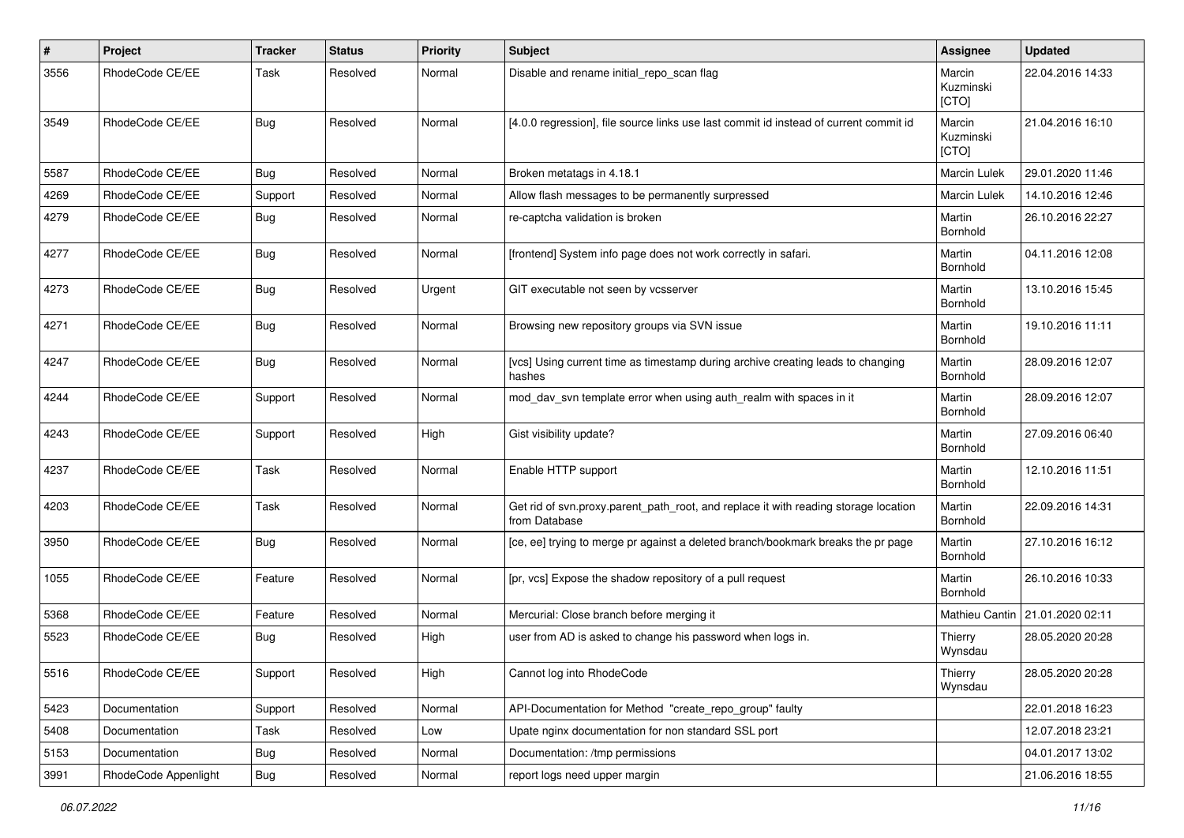| # | Project | Tracker | Status | Priority | Subject | Assignee | Updated |
|---|---|---|---|---|---|---|---|
| 3556 | RhodeCode CE/EE | Task | Resolved | Normal | Disable and rename initial_repo_scan flag | Marcin Kuzminski [CTO] | 22.04.2016 14:33 |
| 3549 | RhodeCode CE/EE | Bug | Resolved | Normal | [4.0.0 regression], file source links use last commit id instead of current commit id | Marcin Kuzminski [CTO] | 21.04.2016 16:10 |
| 5587 | RhodeCode CE/EE | Bug | Resolved | Normal | Broken metatags in 4.18.1 | Marcin Lulek | 29.01.2020 11:46 |
| 4269 | RhodeCode CE/EE | Support | Resolved | Normal | Allow flash messages to be permanently surpressed | Marcin Lulek | 14.10.2016 12:46 |
| 4279 | RhodeCode CE/EE | Bug | Resolved | Normal | re-captcha validation is broken | Martin Bornhold | 26.10.2016 22:27 |
| 4277 | RhodeCode CE/EE | Bug | Resolved | Normal | [frontend] System info page does not work correctly in safari. | Martin Bornhold | 04.11.2016 12:08 |
| 4273 | RhodeCode CE/EE | Bug | Resolved | Urgent | GIT executable not seen by vcsserver | Martin Bornhold | 13.10.2016 15:45 |
| 4271 | RhodeCode CE/EE | Bug | Resolved | Normal | Browsing new repository groups via SVN issue | Martin Bornhold | 19.10.2016 11:11 |
| 4247 | RhodeCode CE/EE | Bug | Resolved | Normal | [vcs] Using current time as timestamp during archive creating leads to changing hashes | Martin Bornhold | 28.09.2016 12:07 |
| 4244 | RhodeCode CE/EE | Support | Resolved | Normal | mod_dav_svn template error when using auth_realm with spaces in it | Martin Bornhold | 28.09.2016 12:07 |
| 4243 | RhodeCode CE/EE | Support | Resolved | High | Gist visibility update? | Martin Bornhold | 27.09.2016 06:40 |
| 4237 | RhodeCode CE/EE | Task | Resolved | Normal | Enable HTTP support | Martin Bornhold | 12.10.2016 11:51 |
| 4203 | RhodeCode CE/EE | Task | Resolved | Normal | Get rid of svn.proxy.parent_path_root, and replace it with reading storage location from Database | Martin Bornhold | 22.09.2016 14:31 |
| 3950 | RhodeCode CE/EE | Bug | Resolved | Normal | [ce, ee] trying to merge pr against a deleted branch/bookmark breaks the pr page | Martin Bornhold | 27.10.2016 16:12 |
| 1055 | RhodeCode CE/EE | Feature | Resolved | Normal | [pr, vcs] Expose the shadow repository of a pull request | Martin Bornhold | 26.10.2016 10:33 |
| 5368 | RhodeCode CE/EE | Feature | Resolved | Normal | Mercurial: Close branch before merging it | Mathieu Cantin | 21.01.2020 02:11 |
| 5523 | RhodeCode CE/EE | Bug | Resolved | High | user from AD is asked to change his password when logs in. | Thierry Wynsdau | 28.05.2020 20:28 |
| 5516 | RhodeCode CE/EE | Support | Resolved | High | Cannot log into RhodeCode | Thierry Wynsdau | 28.05.2020 20:28 |
| 5423 | Documentation | Support | Resolved | Normal | API-Documentation for Method "create_repo_group" faulty | | 22.01.2018 16:23 |
| 5408 | Documentation | Task | Resolved | Low | Upate nginx documentation for non standard SSL port | | 12.07.2018 23:21 |
| 5153 | Documentation | Bug | Resolved | Normal | Documentation: /tmp permissions | | 04.01.2017 13:02 |
| 3991 | RhodeCode Appenlight | Bug | Resolved | Normal | report logs need upper margin | | 21.06.2016 18:55 |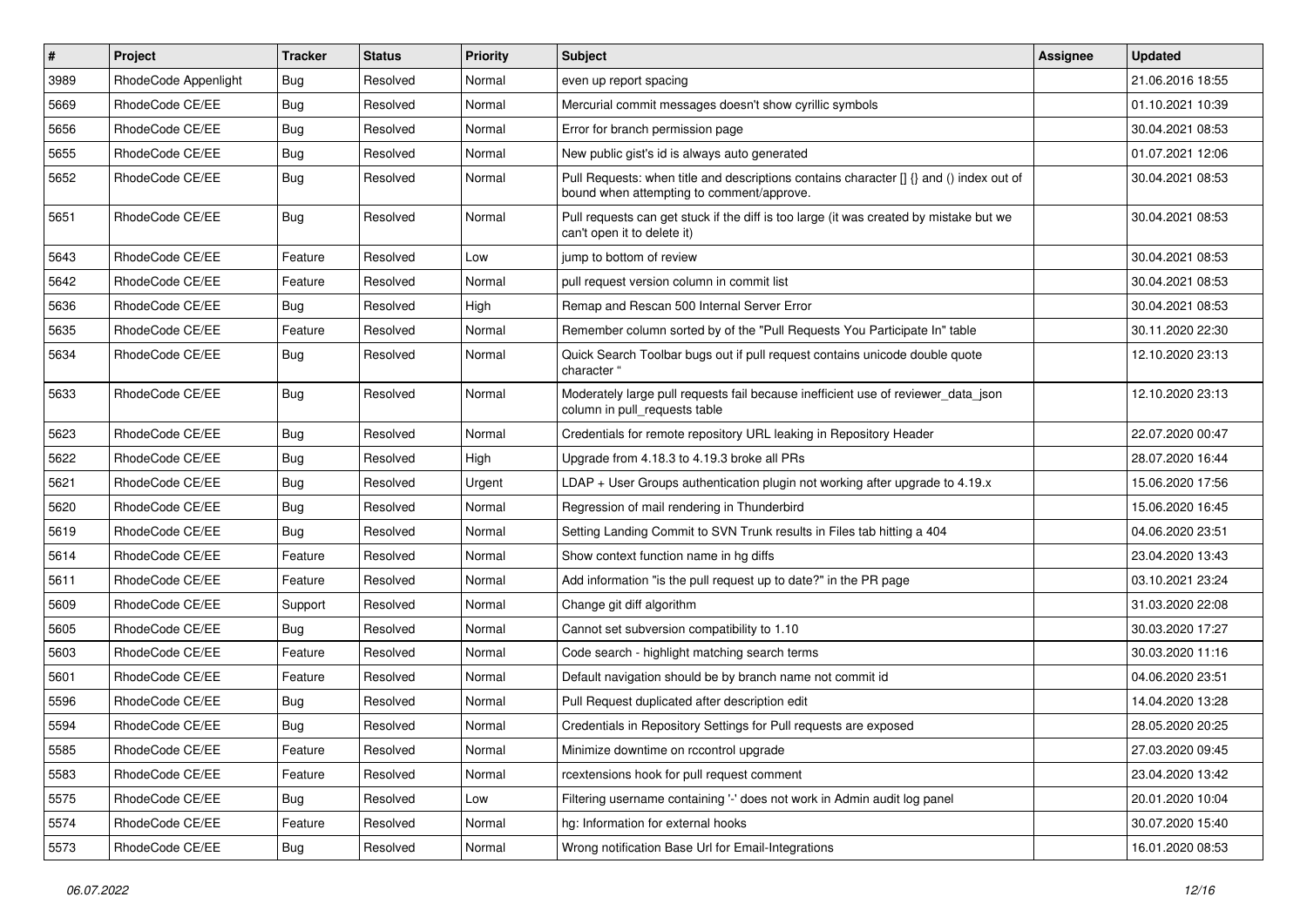| # | Project | Tracker | Status | Priority | Subject | Assignee | Updated |
| --- | --- | --- | --- | --- | --- | --- | --- |
| 3989 | RhodeCode Appenlight | Bug | Resolved | Normal | even up report spacing | | 21.06.2016 18:55 |
| 5669 | RhodeCode CE/EE | Bug | Resolved | Normal | Mercurial commit messages doesn't show cyrillic symbols | | 01.10.2021 10:39 |
| 5656 | RhodeCode CE/EE | Bug | Resolved | Normal | Error for branch permission page | | 30.04.2021 08:53 |
| 5655 | RhodeCode CE/EE | Bug | Resolved | Normal | New public gist's id is always auto generated | | 01.07.2021 12:06 |
| 5652 | RhodeCode CE/EE | Bug | Resolved | Normal | Pull Requests: when title and descriptions contains character [] {} and () index out of bound when attempting to comment/approve. | | 30.04.2021 08:53 |
| 5651 | RhodeCode CE/EE | Bug | Resolved | Normal | Pull requests can get stuck if the diff is too large (it was created by mistake but we can't open it to delete it) | | 30.04.2021 08:53 |
| 5643 | RhodeCode CE/EE | Feature | Resolved | Low | jump to bottom of review | | 30.04.2021 08:53 |
| 5642 | RhodeCode CE/EE | Feature | Resolved | Normal | pull request version column in commit list | | 30.04.2021 08:53 |
| 5636 | RhodeCode CE/EE | Bug | Resolved | High | Remap and Rescan 500 Internal Server Error | | 30.04.2021 08:53 |
| 5635 | RhodeCode CE/EE | Feature | Resolved | Normal | Remember column sorted by of the "Pull Requests You Participate In" table | | 30.11.2020 22:30 |
| 5634 | RhodeCode CE/EE | Bug | Resolved | Normal | Quick Search Toolbar bugs out if pull request contains unicode double quote character " | | 12.10.2020 23:13 |
| 5633 | RhodeCode CE/EE | Bug | Resolved | Normal | Moderately large pull requests fail because inefficient use of reviewer_data_json column in pull_requests table | | 12.10.2020 23:13 |
| 5623 | RhodeCode CE/EE | Bug | Resolved | Normal | Credentials for remote repository URL leaking in Repository Header | | 22.07.2020 00:47 |
| 5622 | RhodeCode CE/EE | Bug | Resolved | High | Upgrade from 4.18.3 to 4.19.3 broke all PRs | | 28.07.2020 16:44 |
| 5621 | RhodeCode CE/EE | Bug | Resolved | Urgent | LDAP + User Groups authentication plugin not working after upgrade to 4.19.x | | 15.06.2020 17:56 |
| 5620 | RhodeCode CE/EE | Bug | Resolved | Normal | Regression of mail rendering in Thunderbird | | 15.06.2020 16:45 |
| 5619 | RhodeCode CE/EE | Bug | Resolved | Normal | Setting Landing Commit to SVN Trunk results in Files tab hitting a 404 | | 04.06.2020 23:51 |
| 5614 | RhodeCode CE/EE | Feature | Resolved | Normal | Show context function name in hg diffs | | 23.04.2020 13:43 |
| 5611 | RhodeCode CE/EE | Feature | Resolved | Normal | Add information "is the pull request up to date?" in the PR page | | 03.10.2021 23:24 |
| 5609 | RhodeCode CE/EE | Support | Resolved | Normal | Change git diff algorithm | | 31.03.2020 22:08 |
| 5605 | RhodeCode CE/EE | Bug | Resolved | Normal | Cannot set subversion compatibility to 1.10 | | 30.03.2020 17:27 |
| 5603 | RhodeCode CE/EE | Feature | Resolved | Normal | Code search - highlight matching search terms | | 30.03.2020 11:16 |
| 5601 | RhodeCode CE/EE | Feature | Resolved | Normal | Default navigation should be by branch name not commit id | | 04.06.2020 23:51 |
| 5596 | RhodeCode CE/EE | Bug | Resolved | Normal | Pull Request duplicated after description edit | | 14.04.2020 13:28 |
| 5594 | RhodeCode CE/EE | Bug | Resolved | Normal | Credentials in Repository Settings for Pull requests are exposed | | 28.05.2020 20:25 |
| 5585 | RhodeCode CE/EE | Feature | Resolved | Normal | Minimize downtime on rccontrol upgrade | | 27.03.2020 09:45 |
| 5583 | RhodeCode CE/EE | Feature | Resolved | Normal | rcextensions hook for pull request comment | | 23.04.2020 13:42 |
| 5575 | RhodeCode CE/EE | Bug | Resolved | Low | Filtering username containing '-' does not work in Admin audit log panel | | 20.01.2020 10:04 |
| 5574 | RhodeCode CE/EE | Feature | Resolved | Normal | hg: Information for external hooks | | 30.07.2020 15:40 |
| 5573 | RhodeCode CE/EE | Bug | Resolved | Normal | Wrong notification Base Url for Email-Integrations | | 16.01.2020 08:53 |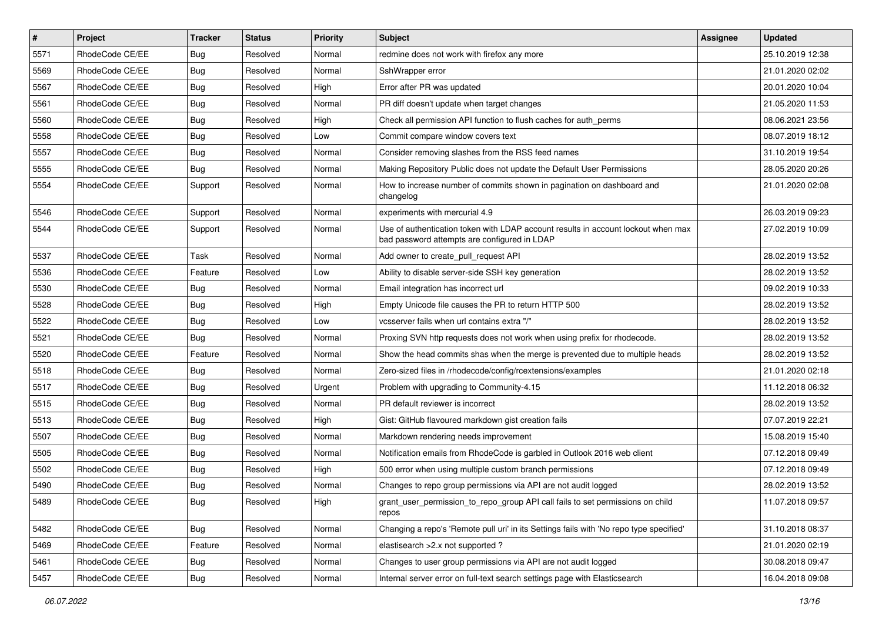| # | Project | Tracker | Status | Priority | Subject | Assignee | Updated |
| --- | --- | --- | --- | --- | --- | --- | --- |
| 5571 | RhodeCode CE/EE | Bug | Resolved | Normal | redmine does not work with firefox any more | | 25.10.2019 12:38 |
| 5569 | RhodeCode CE/EE | Bug | Resolved | Normal | SshWrapper error | | 21.01.2020 02:02 |
| 5567 | RhodeCode CE/EE | Bug | Resolved | High | Error after PR was updated | | 20.01.2020 10:04 |
| 5561 | RhodeCode CE/EE | Bug | Resolved | Normal | PR diff doesn't update when target changes | | 21.05.2020 11:53 |
| 5560 | RhodeCode CE/EE | Bug | Resolved | High | Check all permission API function to flush caches for auth_perms | | 08.06.2021 23:56 |
| 5558 | RhodeCode CE/EE | Bug | Resolved | Low | Commit compare window covers text | | 08.07.2019 18:12 |
| 5557 | RhodeCode CE/EE | Bug | Resolved | Normal | Consider removing slashes from the RSS feed names | | 31.10.2019 19:54 |
| 5555 | RhodeCode CE/EE | Bug | Resolved | Normal | Making Repository Public does not update the Default User Permissions | | 28.05.2020 20:26 |
| 5554 | RhodeCode CE/EE | Support | Resolved | Normal | How to increase number of commits shown in pagination on dashboard and changelog | | 21.01.2020 02:08 |
| 5546 | RhodeCode CE/EE | Support | Resolved | Normal | experiments with mercurial 4.9 | | 26.03.2019 09:23 |
| 5544 | RhodeCode CE/EE | Support | Resolved | Normal | Use of authentication token with LDAP account results in account lockout when max bad password attempts are configured in LDAP | | 27.02.2019 10:09 |
| 5537 | RhodeCode CE/EE | Task | Resolved | Normal | Add owner to create_pull_request API | | 28.02.2019 13:52 |
| 5536 | RhodeCode CE/EE | Feature | Resolved | Low | Ability to disable server-side SSH key generation | | 28.02.2019 13:52 |
| 5530 | RhodeCode CE/EE | Bug | Resolved | Normal | Email integration has incorrect url | | 09.02.2019 10:33 |
| 5528 | RhodeCode CE/EE | Bug | Resolved | High | Empty Unicode file causes the PR to return HTTP 500 | | 28.02.2019 13:52 |
| 5522 | RhodeCode CE/EE | Bug | Resolved | Low | vcsserver fails when url contains extra "/" | | 28.02.2019 13:52 |
| 5521 | RhodeCode CE/EE | Bug | Resolved | Normal | Proxing SVN http requests does not work when using prefix for rhodecode. | | 28.02.2019 13:52 |
| 5520 | RhodeCode CE/EE | Feature | Resolved | Normal | Show the head commits shas when the merge is prevented due to multiple heads | | 28.02.2019 13:52 |
| 5518 | RhodeCode CE/EE | Bug | Resolved | Normal | Zero-sized files in /rhodecode/config/rcextensions/examples | | 21.01.2020 02:18 |
| 5517 | RhodeCode CE/EE | Bug | Resolved | Urgent | Problem with upgrading to Community-4.15 | | 11.12.2018 06:32 |
| 5515 | RhodeCode CE/EE | Bug | Resolved | Normal | PR default reviewer is incorrect | | 28.02.2019 13:52 |
| 5513 | RhodeCode CE/EE | Bug | Resolved | High | Gist: GitHub flavoured markdown gist creation fails | | 07.07.2019 22:21 |
| 5507 | RhodeCode CE/EE | Bug | Resolved | Normal | Markdown rendering needs improvement | | 15.08.2019 15:40 |
| 5505 | RhodeCode CE/EE | Bug | Resolved | Normal | Notification emails from RhodeCode is garbled in Outlook 2016 web client | | 07.12.2018 09:49 |
| 5502 | RhodeCode CE/EE | Bug | Resolved | High | 500 error when using multiple custom branch permissions | | 07.12.2018 09:49 |
| 5490 | RhodeCode CE/EE | Bug | Resolved | Normal | Changes to repo group permissions via API are not audit logged | | 28.02.2019 13:52 |
| 5489 | RhodeCode CE/EE | Bug | Resolved | High | grant_user_permission_to_repo_group API call fails to set permissions on child repos | | 11.07.2018 09:57 |
| 5482 | RhodeCode CE/EE | Bug | Resolved | Normal | Changing a repo's 'Remote pull uri' in its Settings fails with 'No repo type specified' | | 31.10.2018 08:37 |
| 5469 | RhodeCode CE/EE | Feature | Resolved | Normal | elastisearch >2.x not supported ? | | 21.01.2020 02:19 |
| 5461 | RhodeCode CE/EE | Bug | Resolved | Normal | Changes to user group permissions via API are not audit logged | | 30.08.2018 09:47 |
| 5457 | RhodeCode CE/EE | Bug | Resolved | Normal | Internal server error on full-text search settings page with Elasticsearch | | 16.04.2018 09:08 |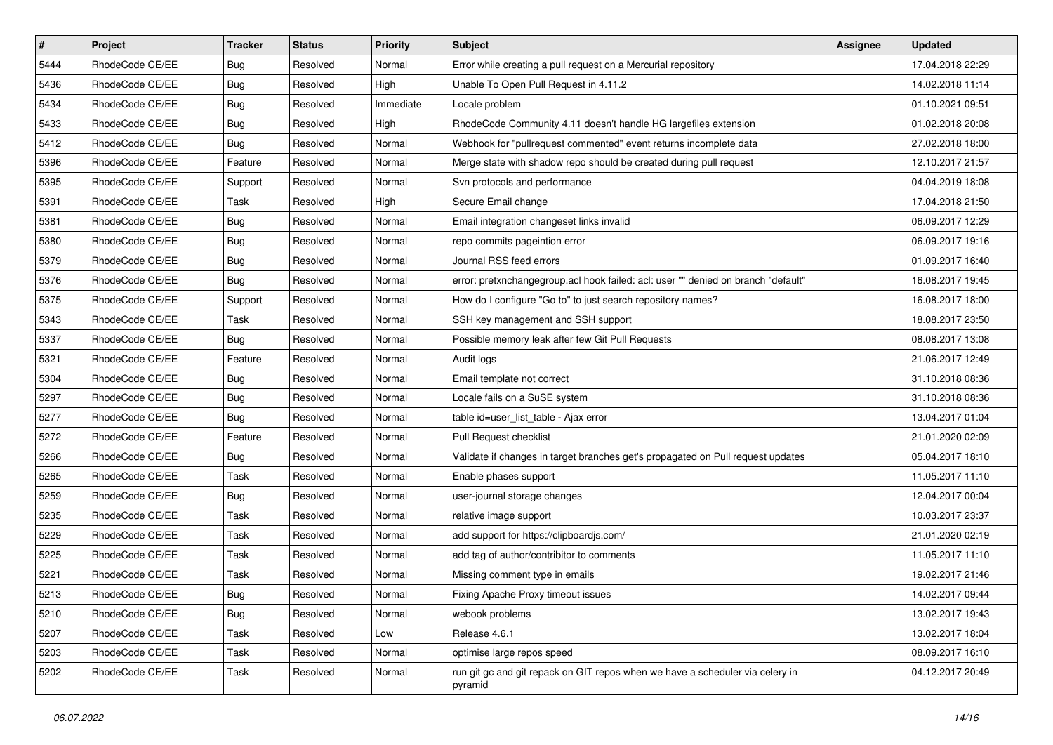| # | Project | Tracker | Status | Priority | Subject | Assignee | Updated |
|---|---|---|---|---|---|---|---|
| 5444 | RhodeCode CE/EE | Bug | Resolved | Normal | Error while creating a pull request on a Mercurial repository | | 17.04.2018 22:29 |
| 5436 | RhodeCode CE/EE | Bug | Resolved | High | Unable To Open Pull Request in 4.11.2 | | 14.02.2018 11:14 |
| 5434 | RhodeCode CE/EE | Bug | Resolved | Immediate | Locale problem | | 01.10.2021 09:51 |
| 5433 | RhodeCode CE/EE | Bug | Resolved | High | RhodeCode Community 4.11 doesn't handle HG largefiles extension | | 01.02.2018 20:08 |
| 5412 | RhodeCode CE/EE | Bug | Resolved | Normal | Webhook for "pullrequest commented" event returns incomplete data | | 27.02.2018 18:00 |
| 5396 | RhodeCode CE/EE | Feature | Resolved | Normal | Merge state with shadow repo should be created during pull request | | 12.10.2017 21:57 |
| 5395 | RhodeCode CE/EE | Support | Resolved | Normal | Svn protocols and performance | | 04.04.2019 18:08 |
| 5391 | RhodeCode CE/EE | Task | Resolved | High | Secure Email change | | 17.04.2018 21:50 |
| 5381 | RhodeCode CE/EE | Bug | Resolved | Normal | Email integration changeset links invalid | | 06.09.2017 12:29 |
| 5380 | RhodeCode CE/EE | Bug | Resolved | Normal | repo commits pageintion error | | 06.09.2017 19:16 |
| 5379 | RhodeCode CE/EE | Bug | Resolved | Normal | Journal RSS feed errors | | 01.09.2017 16:40 |
| 5376 | RhodeCode CE/EE | Bug | Resolved | Normal | error: pretxnchangegroup.acl hook failed: acl: user "" denied on branch "default" | | 16.08.2017 19:45 |
| 5375 | RhodeCode CE/EE | Support | Resolved | Normal | How do I configure "Go to" to just search repository names? | | 16.08.2017 18:00 |
| 5343 | RhodeCode CE/EE | Task | Resolved | Normal | SSH key management and SSH support | | 18.08.2017 23:50 |
| 5337 | RhodeCode CE/EE | Bug | Resolved | Normal | Possible memory leak after few Git Pull Requests | | 08.08.2017 13:08 |
| 5321 | RhodeCode CE/EE | Feature | Resolved | Normal | Audit logs | | 21.06.2017 12:49 |
| 5304 | RhodeCode CE/EE | Bug | Resolved | Normal | Email template not correct | | 31.10.2018 08:36 |
| 5297 | RhodeCode CE/EE | Bug | Resolved | Normal | Locale fails on a SuSE system | | 31.10.2018 08:36 |
| 5277 | RhodeCode CE/EE | Bug | Resolved | Normal | table id=user_list_table - Ajax error | | 13.04.2017 01:04 |
| 5272 | RhodeCode CE/EE | Feature | Resolved | Normal | Pull Request checklist | | 21.01.2020 02:09 |
| 5266 | RhodeCode CE/EE | Bug | Resolved | Normal | Validate if changes in target branches get's propagated on Pull request updates | | 05.04.2017 18:10 |
| 5265 | RhodeCode CE/EE | Task | Resolved | Normal | Enable phases support | | 11.05.2017 11:10 |
| 5259 | RhodeCode CE/EE | Bug | Resolved | Normal | user-journal storage changes | | 12.04.2017 00:04 |
| 5235 | RhodeCode CE/EE | Task | Resolved | Normal | relative image support | | 10.03.2017 23:37 |
| 5229 | RhodeCode CE/EE | Task | Resolved | Normal | add support for https://clipboardjs.com/ | | 21.01.2020 02:19 |
| 5225 | RhodeCode CE/EE | Task | Resolved | Normal | add tag of author/contribitor to comments | | 11.05.2017 11:10 |
| 5221 | RhodeCode CE/EE | Task | Resolved | Normal | Missing comment type in emails | | 19.02.2017 21:46 |
| 5213 | RhodeCode CE/EE | Bug | Resolved | Normal | Fixing Apache Proxy timeout issues | | 14.02.2017 09:44 |
| 5210 | RhodeCode CE/EE | Bug | Resolved | Normal | webook problems | | 13.02.2017 19:43 |
| 5207 | RhodeCode CE/EE | Task | Resolved | Low | Release 4.6.1 | | 13.02.2017 18:04 |
| 5203 | RhodeCode CE/EE | Task | Resolved | Normal | optimise large repos speed | | 08.09.2017 16:10 |
| 5202 | RhodeCode CE/EE | Task | Resolved | Normal | run git gc and git repack on GIT repos when we have a scheduler via celery in pyramid | | 04.12.2017 20:49 |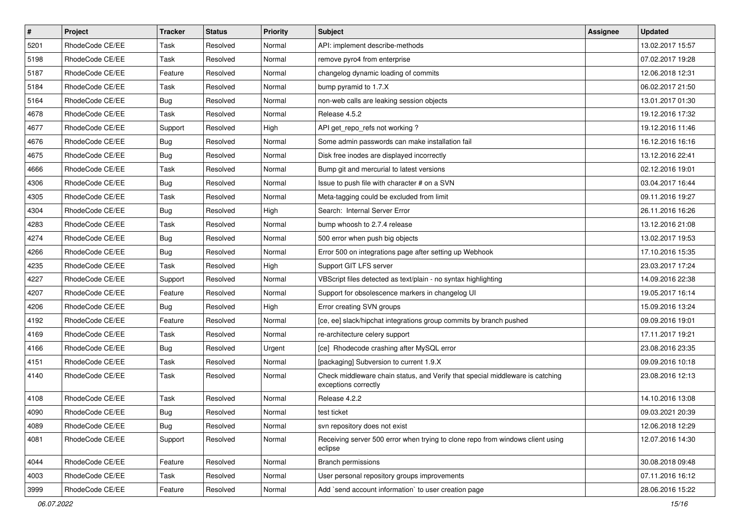| # | Project | Tracker | Status | Priority | Subject | Assignee | Updated |
|---|---|---|---|---|---|---|---|
| 5201 | RhodeCode CE/EE | Task | Resolved | Normal | API: implement describe-methods | | 13.02.2017 15:57 |
| 5198 | RhodeCode CE/EE | Task | Resolved | Normal | remove pyro4 from enterprise | | 07.02.2017 19:28 |
| 5187 | RhodeCode CE/EE | Feature | Resolved | Normal | changelog dynamic loading of commits | | 12.06.2018 12:31 |
| 5184 | RhodeCode CE/EE | Task | Resolved | Normal | bump pyramid to 1.7.X | | 06.02.2017 21:50 |
| 5164 | RhodeCode CE/EE | Bug | Resolved | Normal | non-web calls are leaking session objects | | 13.01.2017 01:30 |
| 4678 | RhodeCode CE/EE | Task | Resolved | Normal | Release 4.5.2 | | 19.12.2016 17:32 |
| 4677 | RhodeCode CE/EE | Support | Resolved | High | API get_repo_refs not working ? | | 19.12.2016 11:46 |
| 4676 | RhodeCode CE/EE | Bug | Resolved | Normal | Some admin passwords can make installation fail | | 16.12.2016 16:16 |
| 4675 | RhodeCode CE/EE | Bug | Resolved | Normal | Disk free inodes are displayed incorrectly | | 13.12.2016 22:41 |
| 4666 | RhodeCode CE/EE | Task | Resolved | Normal | Bump git and mercurial to latest versions | | 02.12.2016 19:01 |
| 4306 | RhodeCode CE/EE | Bug | Resolved | Normal | Issue to push file with character # on a SVN | | 03.04.2017 16:44 |
| 4305 | RhodeCode CE/EE | Task | Resolved | Normal | Meta-tagging could be excluded from limit | | 09.11.2016 19:27 |
| 4304 | RhodeCode CE/EE | Bug | Resolved | High | Search: Internal Server Error | | 26.11.2016 16:26 |
| 4283 | RhodeCode CE/EE | Task | Resolved | Normal | bump whoosh to 2.7.4 release | | 13.12.2016 21:08 |
| 4274 | RhodeCode CE/EE | Bug | Resolved | Normal | 500 error when push big objects | | 13.02.2017 19:53 |
| 4266 | RhodeCode CE/EE | Bug | Resolved | Normal | Error 500 on integrations page after setting up Webhook | | 17.10.2016 15:35 |
| 4235 | RhodeCode CE/EE | Task | Resolved | High | Support GIT LFS server | | 23.03.2017 17:24 |
| 4227 | RhodeCode CE/EE | Support | Resolved | Normal | VBScript files detected as text/plain - no syntax highlighting | | 14.09.2016 22:38 |
| 4207 | RhodeCode CE/EE | Feature | Resolved | Normal | Support for obsolescence markers in changelog UI | | 19.05.2017 16:14 |
| 4206 | RhodeCode CE/EE | Bug | Resolved | High | Error creating SVN groups | | 15.09.2016 13:24 |
| 4192 | RhodeCode CE/EE | Feature | Resolved | Normal | [ce, ee] slack/hipchat integrations group commits by branch pushed | | 09.09.2016 19:01 |
| 4169 | RhodeCode CE/EE | Task | Resolved | Normal | re-architecture celery support | | 17.11.2017 19:21 |
| 4166 | RhodeCode CE/EE | Bug | Resolved | Urgent | [ce] Rhodecode crashing after MySQL error | | 23.08.2016 23:35 |
| 4151 | RhodeCode CE/EE | Task | Resolved | Normal | [packaging] Subversion to current 1.9.X | | 09.09.2016 10:18 |
| 4140 | RhodeCode CE/EE | Task | Resolved | Normal | Check middleware chain status, and Verify that special middleware is catching exceptions correctly | | 23.08.2016 12:13 |
| 4108 | RhodeCode CE/EE | Task | Resolved | Normal | Release 4.2.2 | | 14.10.2016 13:08 |
| 4090 | RhodeCode CE/EE | Bug | Resolved | Normal | test ticket | | 09.03.2021 20:39 |
| 4089 | RhodeCode CE/EE | Bug | Resolved | Normal | svn repository does not exist | | 12.06.2018 12:29 |
| 4081 | RhodeCode CE/EE | Support | Resolved | Normal | Receiving server 500 error when trying to clone repo from windows client using eclipse | | 12.07.2016 14:30 |
| 4044 | RhodeCode CE/EE | Feature | Resolved | Normal | Branch permissions | | 30.08.2018 09:48 |
| 4003 | RhodeCode CE/EE | Task | Resolved | Normal | User personal repository groups improvements | | 07.11.2016 16:12 |
| 3999 | RhodeCode CE/EE | Feature | Resolved | Normal | Add `send account information` to user creation page | | 28.06.2016 15:22 |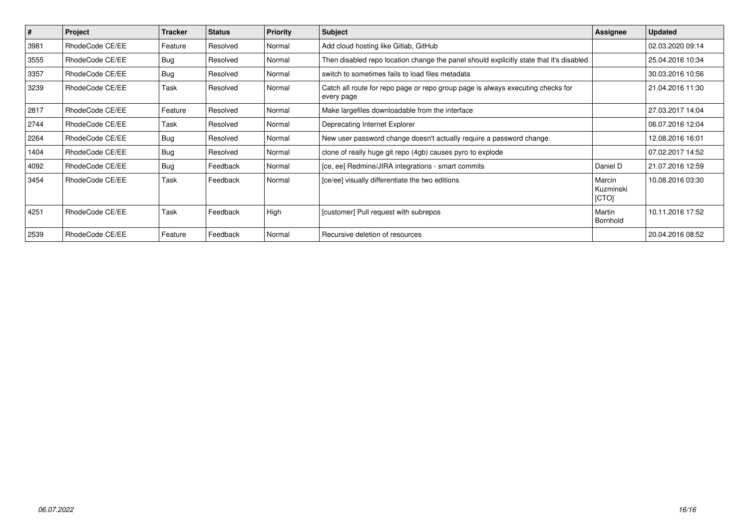| # | Project | Tracker | Status | Priority | Subject | Assignee | Updated |
|---|---|---|---|---|---|---|---|
| 3981 | RhodeCode CE/EE | Feature | Resolved | Normal | Add cloud hosting like Gitlab, GitHub | | 02.03.2020 09:14 |
| 3555 | RhodeCode CE/EE | Bug | Resolved | Normal | Then disabled repo location change the panel should explicitly state that it's disabled | | 25.04.2016 10:34 |
| 3357 | RhodeCode CE/EE | Bug | Resolved | Normal | switch to sometimes fails to load files metadata | | 30.03.2016 10:56 |
| 3239 | RhodeCode CE/EE | Task | Resolved | Normal | Catch all route for repo page or repo group page is always executing checks for every page | | 21.04.2016 11:30 |
| 2817 | RhodeCode CE/EE | Feature | Resolved | Normal | Make largefiles downloadable from the interface | | 27.03.2017 14:04 |
| 2744 | RhodeCode CE/EE | Task | Resolved | Normal | Deprecating Internet Explorer | | 06.07.2016 12:04 |
| 2264 | RhodeCode CE/EE | Bug | Resolved | Normal | New user password change doesn't actually require a password change. | | 12.08.2016 16:01 |
| 1404 | RhodeCode CE/EE | Bug | Resolved | Normal | clone of really huge git repo (4gb) causes pyro to explode | | 07.02.2017 14:52 |
| 4092 | RhodeCode CE/EE | Bug | Feedback | Normal | [ce, ee] Redmine/JIRA integrations - smart commits | Daniel D | 21.07.2016 12:59 |
| 3454 | RhodeCode CE/EE | Task | Feedback | Normal | [ce/ee] visually differentiate the two editions | Marcin Kuzminski [CTO] | 10.08.2016 03:30 |
| 4251 | RhodeCode CE/EE | Task | Feedback | High | [customer] Pull request with subrepos | Martin Bornhold | 10.11.2016 17:52 |
| 2539 | RhodeCode CE/EE | Feature | Feedback | Normal | Recursive deletion of resources | | 20.04.2016 08:52 |